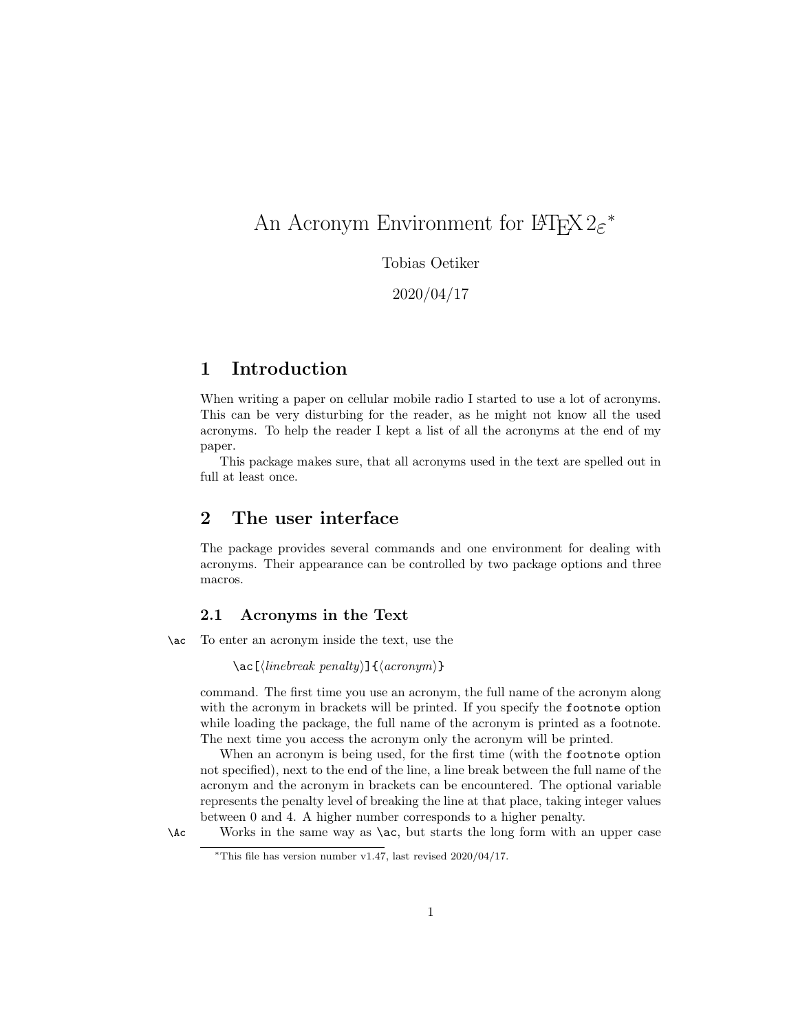# An Acronym Environment for LaTeX 2ε*

Tobias Oetiker

2020/04/17

## 1 Introduction

When writing a paper on cellular mobile radio I started to use a lot of acronyms. This can be very disturbing for the reader, as he might not know all the used acronyms. To help the reader I kept a list of all the acronyms at the end of my paper.

This package makes sure, that all acronyms used in the text are spelled out in full at least once.

## 2 The user interface

The package provides several commands and one environment for dealing with acronyms. Their appearance can be controlled by two package options and three macros.

### 2.1 Acronyms in the Text

`\ac` To enter an acronym inside the text, use the

`\ac[⟨linebreak penalty⟩]{⟨acronym⟩}`

command. The first time you use an acronym, the full name of the acronym along with the acronym in brackets will be printed. If you specify the `footnote` option while loading the package, the full name of the acronym is printed as a footnote. The next time you access the acronym only the acronym will be printed.

When an acronym is being used, for the first time (with the `footnote` option not specified), next to the end of the line, a line break between the full name of the acronym and the acronym in brackets can be encountered. The optional variable represents the penalty level of breaking the line at that place, taking integer values between 0 and 4. A higher number corresponds to a higher penalty.

`\Ac` Works in the same way as `\ac`, but starts the long form with an upper case

*This file has version number v1.47, last revised 2020/04/17.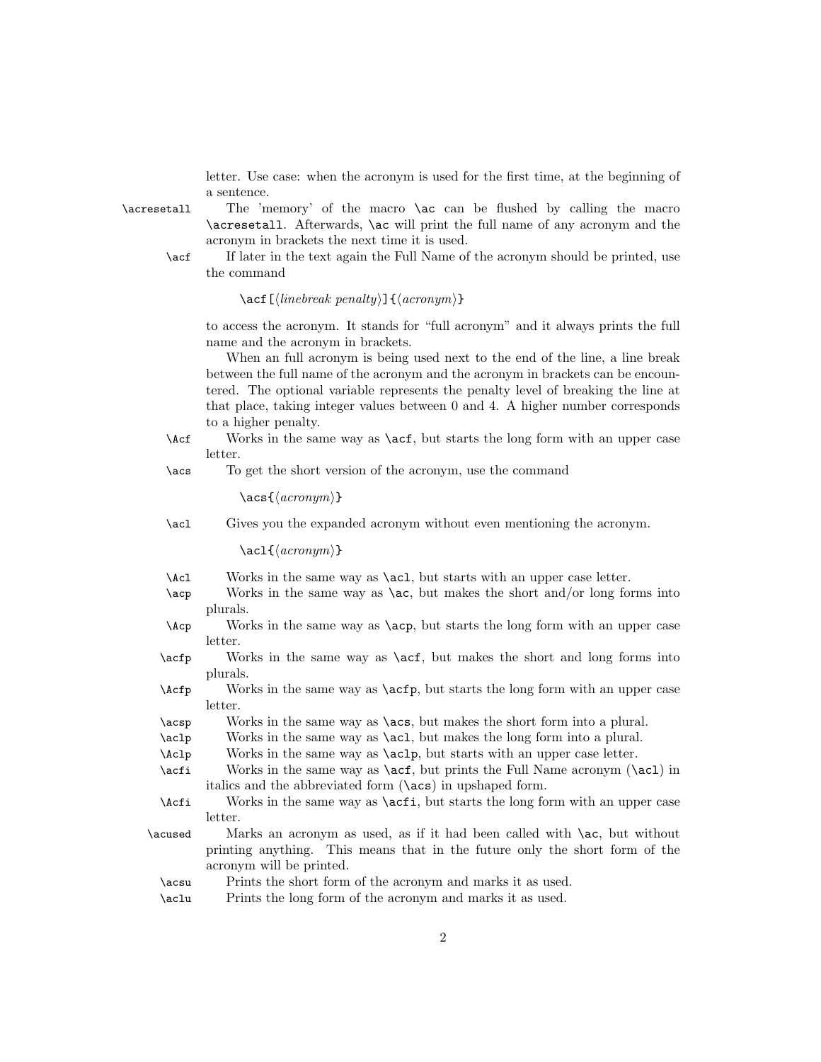letter. Use case: when the acronym is used for the first time, at the beginning of a sentence.

`\acresetall` The 'memory' of the macro `\ac` can be flushed by calling the macro `\acresetall`. Afterwards, `\ac` will print the full name of any acronym and the acronym in brackets the next time it is used.

`\acf` If later in the text again the Full Name of the acronym should be printed, use the command

```
\acf[⟨linebreak penalty⟩]{⟨acronym⟩}
```

to access the acronym. It stands for "full acronym" and it always prints the full name and the acronym in brackets.

When an full acronym is being used next to the end of the line, a line break between the full name of the acronym and the acronym in brackets can be encountered. The optional variable represents the penalty level of breaking the line at that place, taking integer values between 0 and 4. A higher number corresponds to a higher penalty.

`\Acf` Works in the same way as `\acf`, but starts the long form with an upper case letter.

`\acs` To get the short version of the acronym, use the command

```
\acs{⟨acronym⟩}
```

`\acl` Gives you the expanded acronym without even mentioning the acronym.

```
\acl{⟨acronym⟩}
```

`\Acl` Works in the same way as `\acl`, but starts with an upper case letter.

`\acp` Works in the same way as `\ac`, but makes the short and/or long forms into plurals.

`\Acp` Works in the same way as `\acp`, but starts the long form with an upper case letter.

`\acfp` Works in the same way as `\acf`, but makes the short and long forms into plurals.

`\Acfp` Works in the same way as `\acfp`, but starts the long form with an upper case letter.

`\acsp` Works in the same way as `\acs`, but makes the short form into a plural.

`\aclp` Works in the same way as `\acl`, but makes the long form into a plural.

`\Aclp` Works in the same way as `\aclp`, but starts with an upper case letter.

`\acfi` Works in the same way as `\acf`, but prints the Full Name acronym (`\acl`) in italics and the abbreviated form (`\acs`) in upshaped form.

`\Acfi` Works in the same way as `\acfi`, but starts the long form with an upper case letter.

`\acused` Marks an acronym as used, as if it had been called with `\ac`, but without printing anything. This means that in the future only the short form of the acronym will be printed.

`\acsu` Prints the short form of the acronym and marks it as used.

`\aclu` Prints the long form of the acronym and marks it as used.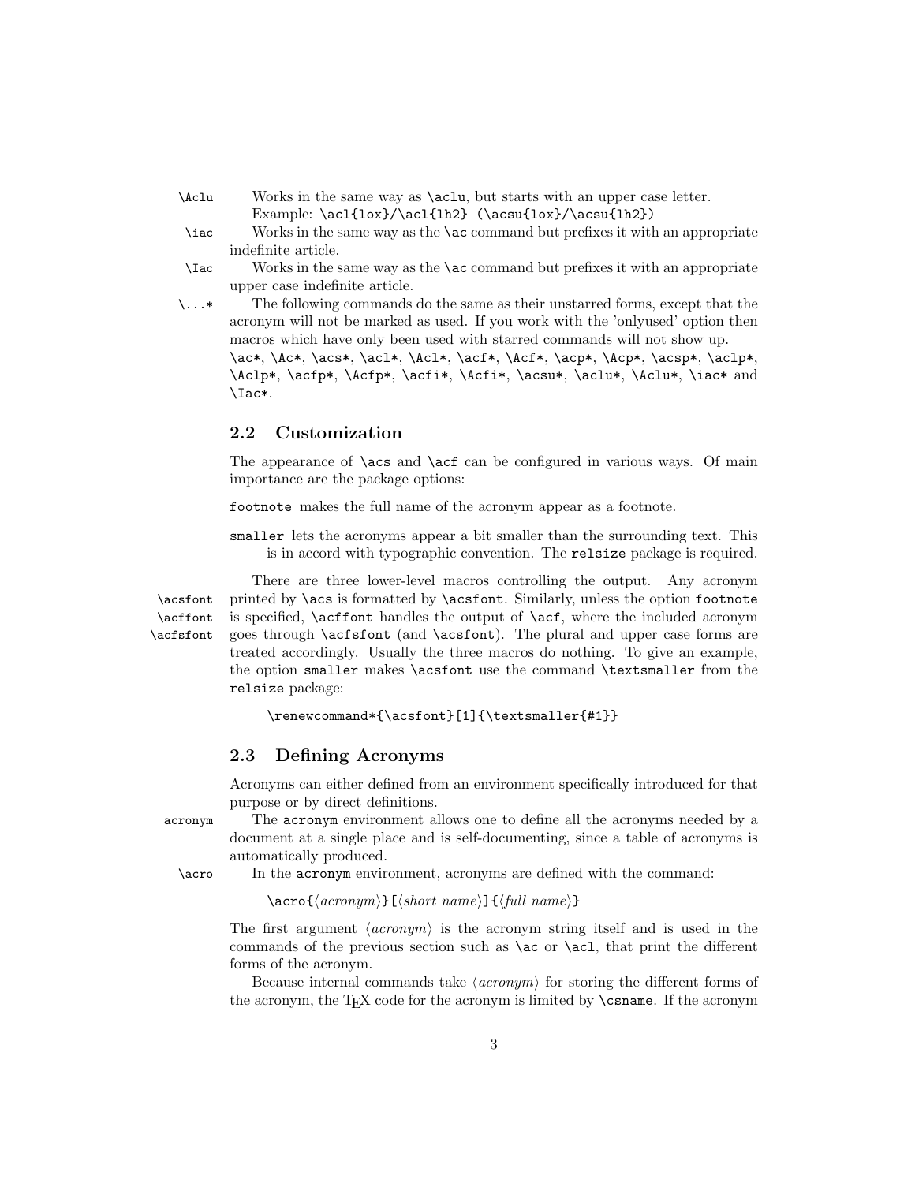`\Aclu` Works in the same way as `\aclu`, but starts with an upper case letter.
Example: `\acl{lox}/\acl{lh2} (\acsu{lox}/\acsu{lh2})`

`\iac` Works in the same way as the `\ac` command but prefixes it with an appropriate indefinite article.

`\Iac` Works in the same way as the `\ac` command but prefixes it with an appropriate upper case indefinite article.

`\...*` The following commands do the same as their unstarred forms, except that the acronym will not be marked as used. If you work with the 'onlyused' option then macros which have only been used with starred commands will not show up.
`\ac*`, `\Ac*`, `\acs*`, `\acl*`, `\Acl*`, `\acf*`, `\Acf*`, `\acp*`, `\Acp*`, `\acsp*`, `\aclp*`, `\Aclp*`, `\acfp*`, `\Acfp*`, `\acfi*`, `\Acfi*`, `\acsu*`, `\aclu*`, `\Aclu*`, `\iac*` and `\Iac*`.

## 2.2 Customization

The appearance of `\acs` and `\acf` can be configured in various ways. Of main importance are the package options:

`footnote` makes the full name of the acronym appear as a footnote.

`smaller` lets the acronyms appear a bit smaller than the surrounding text. This is in accord with typographic convention. The `relsize` package is required.

`\acsfont` `\acffont` `\acfsfont` There are three lower-level macros controlling the output. Any acronym printed by `\acs` is formatted by `\acsfont`. Similarly, unless the option `footnote` is specified, `\acffont` handles the output of `\acf`, where the included acronym goes through `\acfsfont` (and `\acsfont`). The plural and upper case forms are treated accordingly. Usually the three macros do nothing. To give an example, the option `smaller` makes `\acsfont` use the command `\textsmaller` from the `relsize` package:

```
\renewcommand*{\acsfont}[1]{\textsmaller{#1}}
```

## 2.3 Defining Acronyms

Acronyms can either defined from an environment specifically introduced for that purpose or by direct definitions.

`acronym` The `acronym` environment allows one to define all the acronyms needed by a document at a single place and is self-documenting, since a table of acronyms is automatically produced.

`\acro` In the `acronym` environment, acronyms are defined with the command:

```
\acro{⟨acronym⟩}[⟨short name⟩]{⟨full name⟩}
```

The first argument ⟨*acronym*⟩ is the acronym string itself and is used in the commands of the previous section such as `\ac` or `\acl`, that print the different forms of the acronym.

Because internal commands take ⟨*acronym*⟩ for storing the different forms of the acronym, the TEX code for the acronym is limited by `\csname`. If the acronym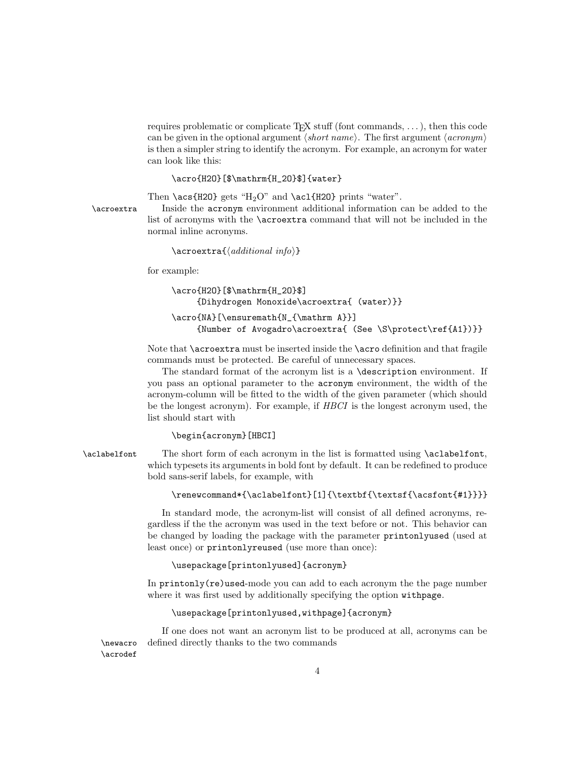requires problematic or complicate TEX stuff (font commands, ...), then this code can be given in the optional argument ⟨*short name*⟩. The first argument ⟨*acronym*⟩ is then a simpler string to identify the acronym. For example, an acronym for water can look like this:

```
\acro{H2O}[$\mathrm{H_2O}$]{water}
```

Then `\acs{H2O}` gets "$\mathrm{H_2O}$" and `\acl{H2O}` prints "water".

`\acroextra` Inside the `acronym` environment additional information can be added to the list of acronyms with the `\acroextra` command that will not be included in the normal inline acronyms.

```
\acroextra{⟨additional info⟩}
```

for example:

```
\acro{H2O}[$\mathrm{H_2O}$]
     {Dihydrogen Monoxide\acroextra{ (water)}}
\acro{NA}[\ensuremath{N_{\mathrm A}}]
     {Number of Avogadro\acroextra{ (See \S\protect\ref{A1})}}
```

Note that `\acroextra` must be inserted inside the `\acro` definition and that fragile commands must be protected. Be careful of unnecessary spaces.

The standard format of the acronym list is a `\description` environment. If you pass an optional parameter to the `acronym` environment, the width of the acronym-column will be fitted to the width of the given parameter (which should be the longest acronym). For example, if *HBCI* is the longest acronym used, the list should start with

```
\begin{acronym}[HBCI]
```

`\aclabelfont` The short form of each acronym in the list is formatted using `\aclabelfont`, which typesets its arguments in bold font by default. It can be redefined to produce bold sans-serif labels, for example, with

```
\renewcommand*{\aclabelfont}[1]{\textbf{\textsf{\acsfont{#1}}}}
```

In standard mode, the acronym-list will consist of all defined acronyms, regardless if the the acronym was used in the text before or not. This behavior can be changed by loading the package with the parameter `printonlyused` (used at least once) or `printonlyreused` (use more than once):

```
\usepackage[printonlyused]{acronym}
```

In `printonly(re)used`-mode you can add to each acronym the the page number where it was first used by additionally specifying the option `withpage`.

```
\usepackage[printonlyused,withpage]{acronym}
```

`\newacro` `\acrodef` If one does not want an acronym list to be produced at all, acronyms can be defined directly thanks to the two commands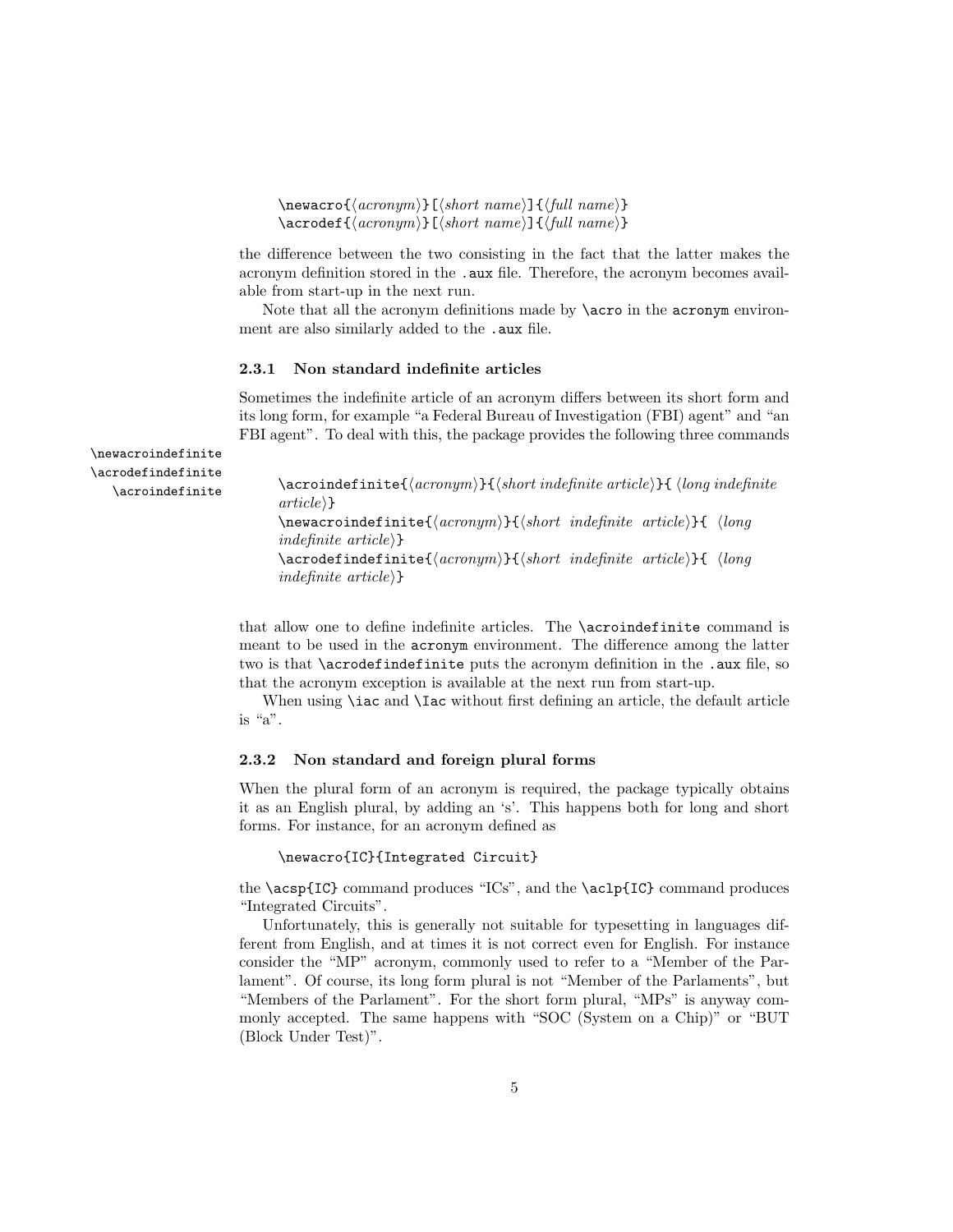```
\newacro{⟨acronym⟩}[⟨short name⟩]{⟨full name⟩}
\acrodef{⟨acronym⟩}[⟨short name⟩]{⟨full name⟩}
```

the difference between the two consisting in the fact that the latter makes the acronym definition stored in the `.aux` file. Therefore, the acronym becomes available from start-up in the next run.

Note that all the acronym definitions made by `\acro` in the `acronym` environment are also similarly added to the `.aux` file.

### 2.3.1 Non standard indefinite articles

Sometimes the indefinite article of an acronym differs between its short form and its long form, for example "a Federal Bureau of Investigation (FBI) agent" and "an FBI agent". To deal with this, the package provides the following three commands

`\newacroindefinite`
`\acrodefindefinite`
`\acroindefinite`

```
\acroindefinite{⟨acronym⟩}{⟨short indefinite article⟩}{ ⟨long indefinite article⟩}
\newacroindefinite{⟨acronym⟩}{⟨short indefinite article⟩}{ ⟨long indefinite article⟩}
\acrodefindefinite{⟨acronym⟩}{⟨short indefinite article⟩}{ ⟨long indefinite article⟩}
```

that allow one to define indefinite articles. The `\acroindefinite` command is meant to be used in the `acronym` environment. The difference among the latter two is that `\acrodefindefinite` puts the acronym definition in the `.aux` file, so that the acronym exception is available at the next run from start-up.

When using `\iac` and `\Iac` without first defining an article, the default article is "a".

### 2.3.2 Non standard and foreign plural forms

When the plural form of an acronym is required, the package typically obtains it as an English plural, by adding an 's'. This happens both for long and short forms. For instance, for an acronym defined as

```
\newacro{IC}{Integrated Circuit}
```

the `\acsp{IC}` command produces "ICs", and the `\aclp{IC}` command produces "Integrated Circuits".

Unfortunately, this is generally not suitable for typesetting in languages different from English, and at times it is not correct even for English. For instance consider the "MP" acronym, commonly used to refer to a "Member of the Parlament". Of course, its long form plural is not "Member of the Parlaments", but "Members of the Parlament". For the short form plural, "MPs" is anyway commonly accepted. The same happens with "SOC (System on a Chip)" or "BUT (Block Under Test)".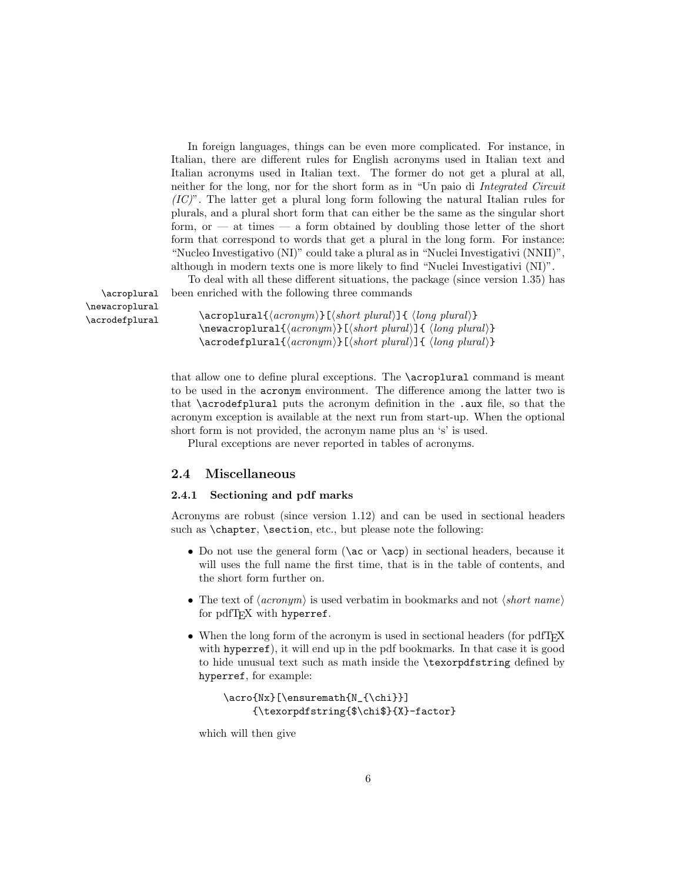In foreign languages, things can be even more complicated. For instance, in Italian, there are different rules for English acronyms used in Italian text and Italian acronyms used in Italian text. The former do not get a plural at all, neither for the long, nor for the short form as in "Un paio di *Integrated Circuit (IC)*". The latter get a plural long form following the natural Italian rules for plurals, and a plural short form that can either be the same as the singular short form, or — at times — a form obtained by doubling those letter of the short form that correspond to words that get a plural in the long form. For instance: "Nucleo Investigativo (NI)" could take a plural as in "Nuclei Investigativi (NNII)", although in modern texts one is more likely to find "Nuclei Investigativi (NI)".

`\acroplural` `\newacroplural` `\acrodefplural`

To deal with all these different situations, the package (since version 1.35) has been enriched with the following three commands

```
\acroplural{⟨acronym⟩}[⟨short plural⟩]{ ⟨long plural⟩}
\newacroplural{⟨acronym⟩}[⟨short plural⟩]{ ⟨long plural⟩}
\acrodefplural{⟨acronym⟩}[⟨short plural⟩]{ ⟨long plural⟩}
```

that allow one to define plural exceptions. The `\acroplural` command is meant to be used in the `acronym` environment. The difference among the latter two is that `\acrodefplural` puts the acronym definition in the `.aux` file, so that the acronym exception is available at the next run from start-up. When the optional short form is not provided, the acronym name plus an 's' is used.

Plural exceptions are never reported in tables of acronyms.

## 2.4 Miscellaneous

### 2.4.1 Sectioning and pdf marks

Acronyms are robust (since version 1.12) and can be used in sectional headers such as `\chapter`, `\section`, etc., but please note the following:

- Do not use the general form (`\ac` or `\acp`) in sectional headers, because it will uses the full name the first time, that is in the table of contents, and the short form further on.
- The text of ⟨*acronym*⟩ is used verbatim in bookmarks and not ⟨*short name*⟩ for pdfTeX with `hyperref`.
- When the long form of the acronym is used in sectional headers (for pdfTeX with `hyperref`), it will end up in the pdf bookmarks. In that case it is good to hide unusual text such as math inside the `\texorpdfstring` defined by `hyperref`, for example:

  ```
  \acro{Nx}[\ensuremath{N_{\chi}}]
       {\texorpdfstring{$\chi$}{X}-factor}
  ```

  which will then give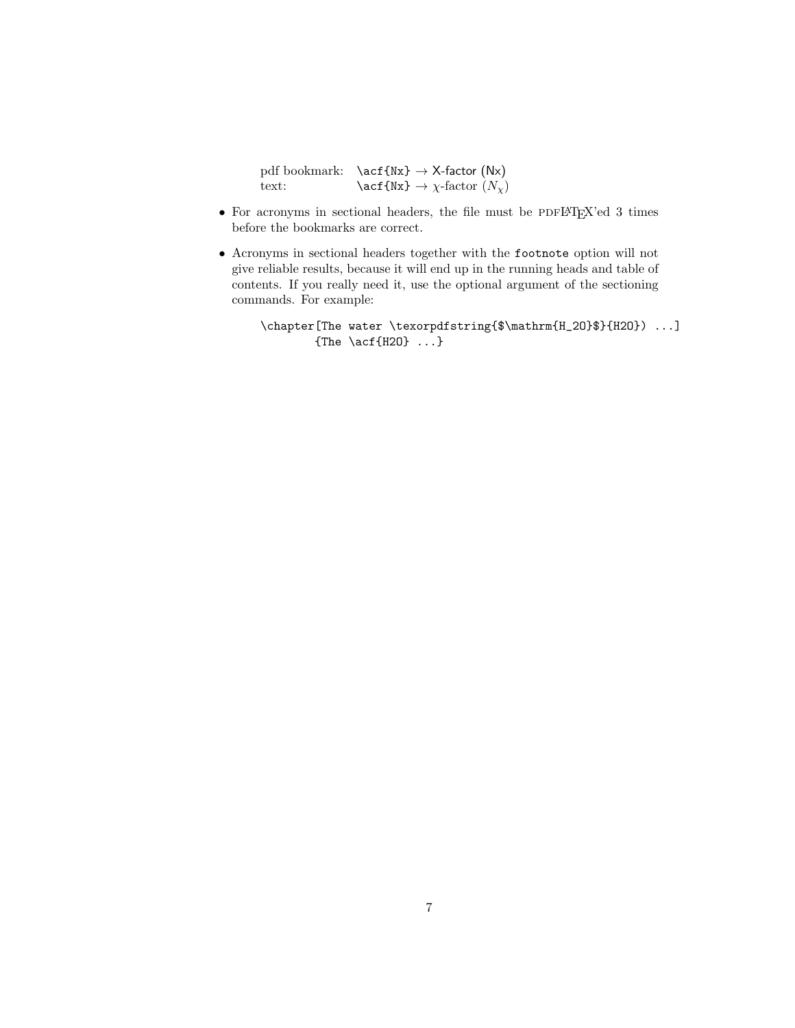| | |
|---|---|
| pdf bookmark: | `\acf{Nx}` → X-factor (Nx) |
| text: | `\acf{Nx}` → $\chi$-factor ($N_\chi$) |

- For acronyms in sectional headers, the file must be PDFLaTeX'ed 3 times before the bookmarks are correct.
- Acronyms in sectional headers together with the `footnote` option will not give reliable results, because it will end up in the running heads and table of contents. If you really need it, use the optional argument of the sectioning commands. For example:

```
\chapter[The water \texorpdfstring{$\mathrm{H_2O}$}{H2O}) ...]
        {The \acf{H2O} ...}
```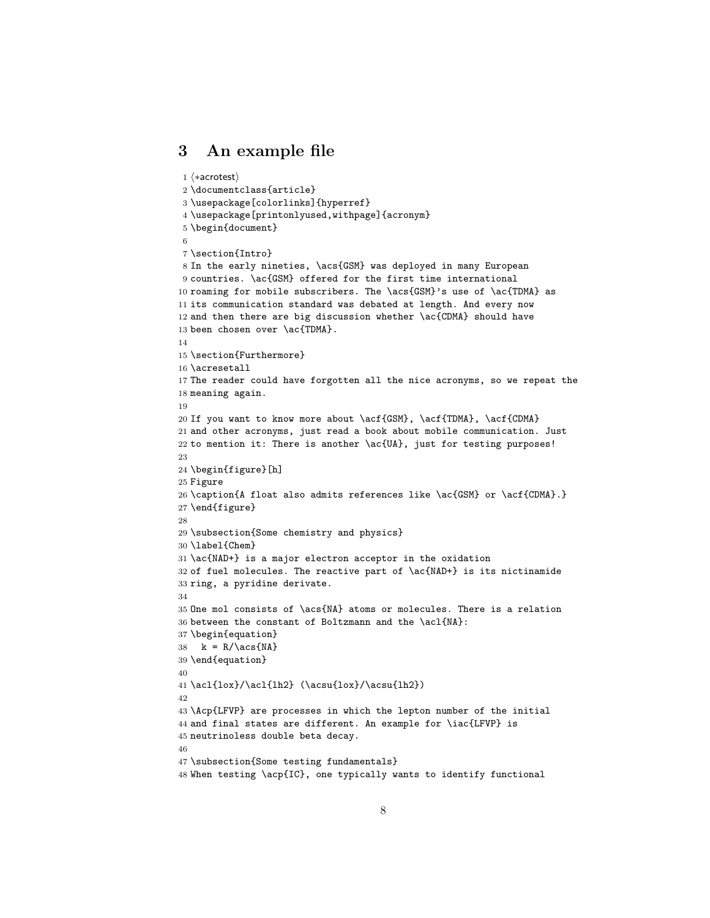## 3 An example file

```
1 ⟨*acrotest⟩
2 \documentclass{article}
3 \usepackage[colorlinks]{hyperref}
4 \usepackage[printonlyused,withpage]{acronym}
5 \begin{document}
6
7 \section{Intro}
8 In the early nineties, \acs{GSM} was deployed in many European
9 countries. \ac{GSM} offered for the first time international
10 roaming for mobile subscribers. The \acs{GSM}'s use of \ac{TDMA} as
11 its communication standard was debated at length. And every now
12 and then there are big discussion whether \ac{CDMA} should have
13 been chosen over \ac{TDMA}.
14
15 \section{Furthermore}
16 \acresetall
17 The reader could have forgotten all the nice acronyms, so we repeat the
18 meaning again.
19
20 If you want to know more about \acf{GSM}, \acf{TDMA}, \acf{CDMA}
21 and other acronyms, just read a book about mobile communication. Just
22 to mention it: There is another \ac{UA}, just for testing purposes!
23
24 \begin{figure}[h]
25 Figure
26 \caption{A float also admits references like \ac{GSM} or \acf{CDMA}.}
27 \end{figure}
28
29 \subsection{Some chemistry and physics}
30 \label{Chem}
31 \ac{NAD+} is a major electron acceptor in the oxidation
32 of fuel molecules. The reactive part of \ac{NAD+} is its nictinamide
33 ring, a pyridine derivate.
34
35 One mol consists of \acs{NA} atoms or molecules. There is a relation
36 between the constant of Boltzmann and the \acl{NA}:
37 \begin{equation}
38   k = R/\acs{NA}
39 \end{equation}
40
41 \acl{lox}/\acl{lh2} (\acsu{lox}/\acsu{lh2})
42
43 \Acp{LFVP} are processes in which the lepton number of the initial
44 and final states are different. An example for \iac{LFVP} is
45 neutrinoless double beta decay.
46
47 \subsection{Some testing fundamentals}
48 When testing \acp{IC}, one typically wants to identify functional
```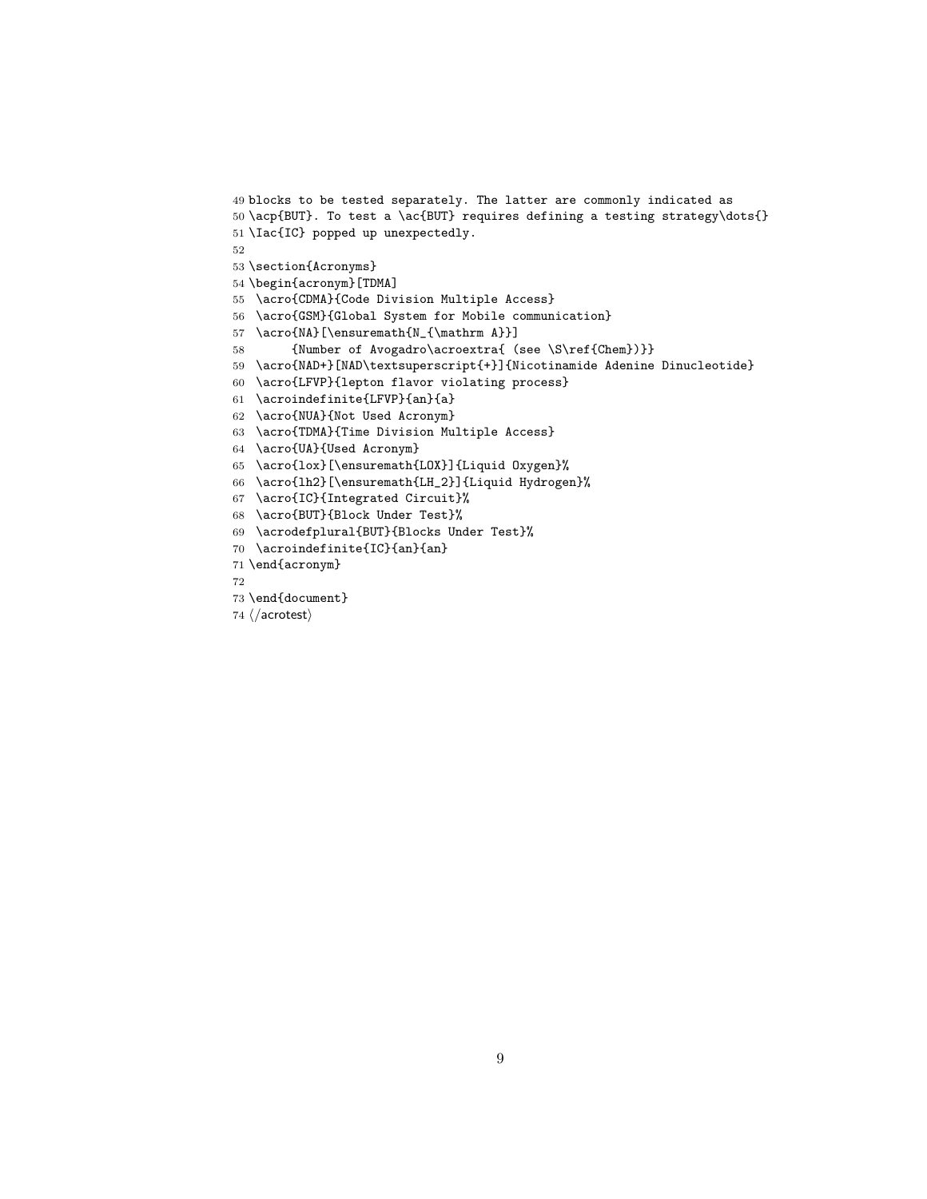```
49 blocks to be tested separately. The latter are commonly indicated as
50 \acp{BUT}. To test a \ac{BUT} requires defining a testing strategy\dots{}
51 \Iac{IC} popped up unexpectedly.
52
53 \section{Acronyms}
54 \begin{acronym}[TDMA]
55  \acro{CDMA}{Code Division Multiple Access}
56  \acro{GSM}{Global System for Mobile communication}
57  \acro{NA}[\ensuremath{N_{\mathrm A}}]
58       {Number of Avogadro\acroextra{ (see \S\ref{Chem})}}
59  \acro{NAD+}[NAD\textsuperscript{+}]{Nicotinamide Adenine Dinucleotide}
60  \acro{LFVP}{lepton flavor violating process}
61  \acroindefinite{LFVP}{an}{a}
62  \acro{NUA}{Not Used Acronym}
63  \acro{TDMA}{Time Division Multiple Access}
64  \acro{UA}{Used Acronym}
65  \acro{lox}[\ensuremath{LOX}]{Liquid Oxygen}%
66  \acro{lh2}[\ensuremath{LH_2}]{Liquid Hydrogen}%
67  \acro{IC}{Integrated Circuit}%
68  \acro{BUT}{Block Under Test}%
69  \acrodefplural{BUT}{Blocks Under Test}%
70  \acroindefinite{IC}{an}{an}
71 \end{acronym}
72
73 \end{document}
74 ⟨/acrotest⟩
```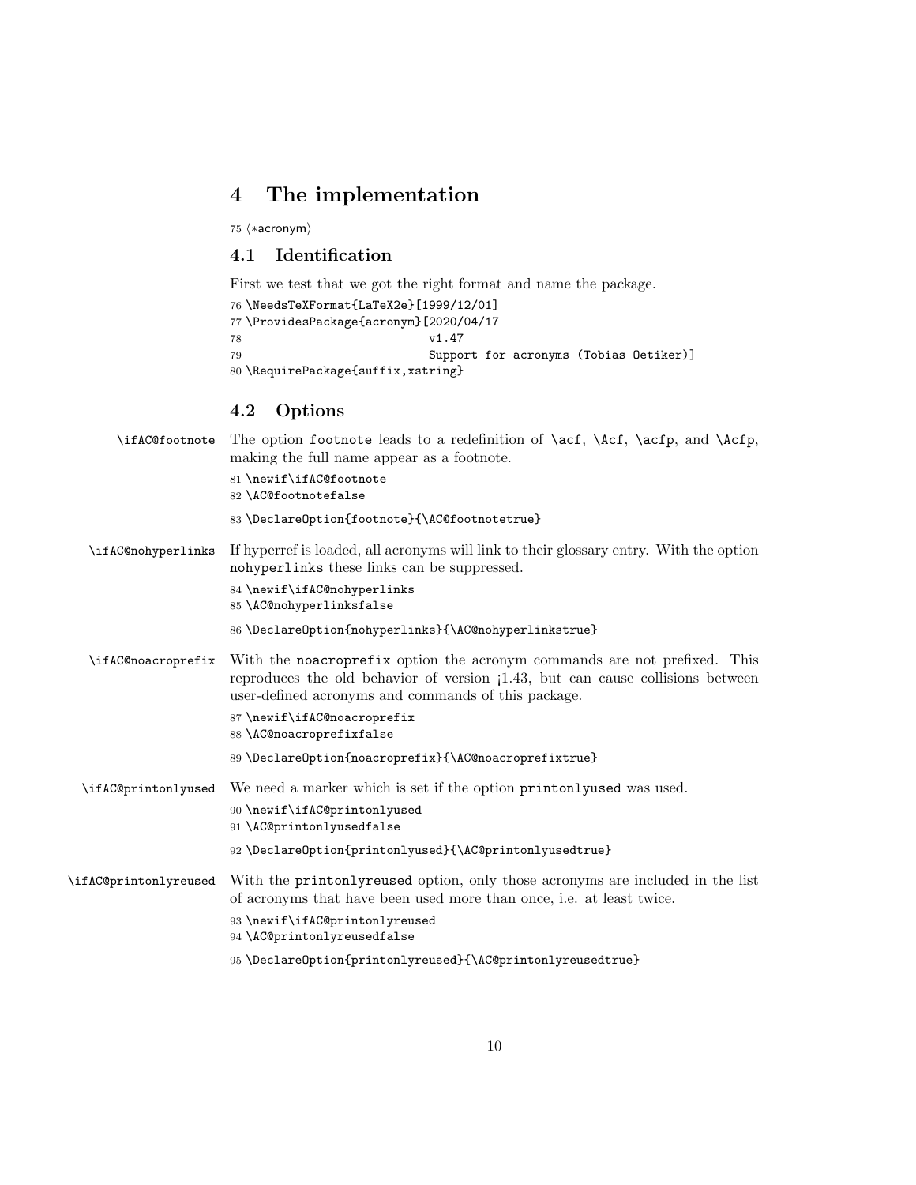## 4 The implementation

```
75 ⟨*acronym⟩
```

### 4.1 Identification

First we test that we got the right format and name the package.

```
76 \NeedsTeXFormat{LaTeX2e}[1999/12/01]
77 \ProvidesPackage{acronym}[2020/04/17
78                          v1.47
79                          Support for acronyms (Tobias Oetiker)]
80 \RequirePackage{suffix,xstring}
```

### 4.2 Options

`\ifAC@footnote` The option `footnote` leads to a redefinition of `\acf`, `\Acf`, `\acfp`, and `\Acfp`, making the full name appear as a footnote.

```
81 \newif\ifAC@footnote
82 \AC@footnotefalse
83 \DeclareOption{footnote}{\AC@footnotetrue}
```

`\ifAC@nohyperlinks` If hyperref is loaded, all acronyms will link to their glossary entry. With the option `nohyperlinks` these links can be suppressed.

```
84 \newif\ifAC@nohyperlinks
85 \AC@nohyperlinksfalse
86 \DeclareOption{nohyperlinks}{\AC@nohyperlinkstrue}
```

`\ifAC@noacroprefix` With the `noacroprefix` option the acronym commands are not prefixed. This reproduces the old behavior of version ¡1.43, but can cause collisions between user-defined acronyms and commands of this package.

```
87 \newif\ifAC@noacroprefix
88 \AC@noacroprefixfalse
89 \DeclareOption{noacroprefix}{\AC@noacroprefixtrue}
```

`\ifAC@printonlyused` We need a marker which is set if the option `printonlyused` was used.

```
90 \newif\ifAC@printonlyused
91 \AC@printonlyusedfalse
92 \DeclareOption{printonlyused}{\AC@printonlyusedtrue}
```

`\ifAC@printonlyreused` With the `printonlyreused` option, only those acronyms are included in the list of acronyms that have been used more than once, i.e. at least twice.

```
93 \newif\ifAC@printonlyreused
94 \AC@printonlyreusedfalse
95 \DeclareOption{printonlyreused}{\AC@printonlyreusedtrue}
```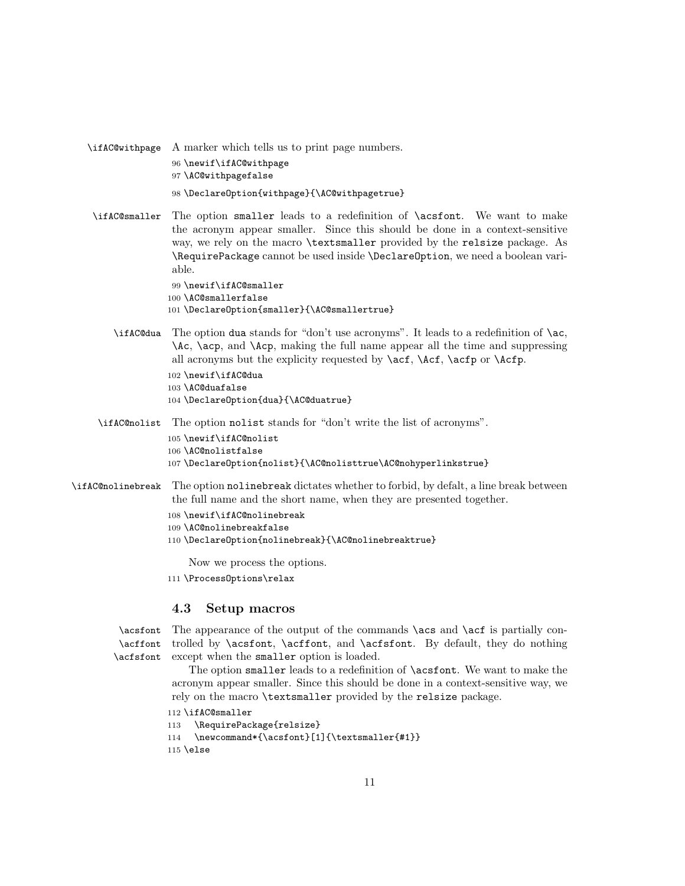`\ifAC@withpage` A marker which tells us to print page numbers.

```
96 \newif\ifAC@withpage
97 \AC@withpagefalse
98 \DeclareOption{withpage}{\AC@withpagetrue}
```

`\ifAC@smaller` The option `smaller` leads to a redefinition of `\acsfont`. We want to make the acronym appear smaller. Since this should be done in a context-sensitive way, we rely on the macro `\textsmaller` provided by the `relsize` package. As `\RequirePackage` cannot be used inside `\DeclareOption`, we need a boolean variable.

```
99 \newif\ifAC@smaller
100 \AC@smallerfalse
101 \DeclareOption{smaller}{\AC@smallertrue}
```

`\ifAC@dua` The option `dua` stands for "don't use acronyms". It leads to a redefinition of `\ac`, `\Ac`, `\acp`, and `\Acp`, making the full name appear all the time and suppressing all acronyms but the explicity requested by `\acf`, `\Acf`, `\acfp` or `\Acfp`.

```
102 \newif\ifAC@dua
103 \AC@duafalse
104 \DeclareOption{dua}{\AC@duatrue}
```

`\ifAC@nolist` The option `nolist` stands for "don't write the list of acronyms".

```
105 \newif\ifAC@nolist
106 \AC@nolistfalse
107 \DeclareOption{nolist}{\AC@nolisttrue\AC@nohyperlinkstrue}
```

`\ifAC@nolinebreak` The option `nolinebreak` dictates whether to forbid, by defalt, a line break between the full name and the short name, when they are presented together.

```
108 \newif\ifAC@nolinebreak
109 \AC@nolinebreakfalse
110 \DeclareOption{nolinebreak}{\AC@nolinebreaktrue}
```

Now we process the options.

```
111 \ProcessOptions\relax
```

### 4.3 Setup macros

`\acsfont` `\acffont` `\acfsfont` The appearance of the output of the commands `\acs` and `\acf` is partially controlled by `\acsfont`, `\acffont`, and `\acfsfont`. By default, they do nothing except when the `smaller` option is loaded.

The option `smaller` leads to a redefinition of `\acsfont`. We want to make the acronym appear smaller. Since this should be done in a context-sensitive way, we rely on the macro `\textsmaller` provided by the `relsize` package.

```
112 \ifAC@smaller
113   \RequirePackage{relsize}
114   \newcommand*{\acsfont}[1]{\textsmaller{#1}}
115 \else
```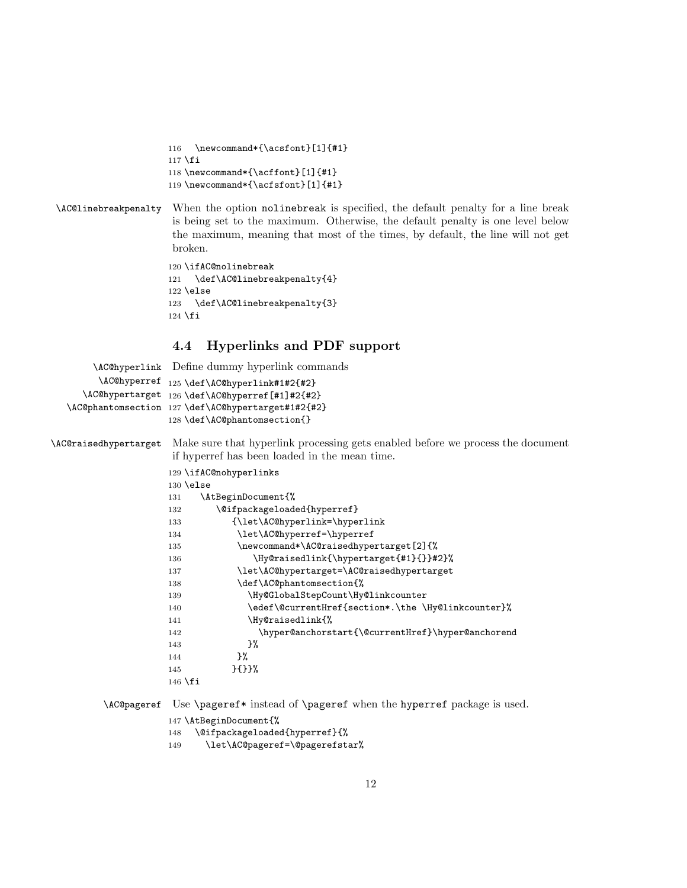```
116   \newcommand*{\acsfont}[1]{#1}
117 \fi
118 \newcommand*{\acffont}[1]{#1}
119 \newcommand*{\acfsfont}[1]{#1}
```

\AC@linebreakpenalty When the option nolinebreak is specified, the default penalty for a line break is being set to the maximum. Otherwise, the default penalty is one level below the maximum, meaning that most of the times, by default, the line will not get broken.

```
120 \ifAC@nolinebreak
121   \def\AC@linebreakpenalty{4}
122 \else
123   \def\AC@linebreakpenalty{3}
124 \fi
```

### 4.4 Hyperlinks and PDF support

\AC@hyperlink \AC@hyperref \AC@hypertarget \AC@phantomsection Define dummy hyperlink commands

```
125 \def\AC@hyperlink#1#2{#2}
126 \def\AC@hyperref[#1]#2{#2}
127 \def\AC@hypertarget#1#2{#2}
128 \def\AC@phantomsection{}
```

\AC@raisedhypertarget Make sure that hyperlink processing gets enabled before we process the document if hyperref has been loaded in the mean time.

```
129 \ifAC@nohyperlinks
130 \else
131    \AtBeginDocument{%
132       \@ifpackageloaded{hyperref}
133          {\let\AC@hyperlink=\hyperlink
134           \let\AC@hyperref=\hyperref
135           \newcommand*\AC@raisedhypertarget[2]{%
136              \Hy@raisedlink{\hypertarget{#1}{}}#2}%
137           \let\AC@hypertarget=\AC@raisedhypertarget
138           \def\AC@phantomsection{%
139             \Hy@GlobalStepCount\Hy@linkcounter
140             \edef\@currentHref{section*.\the \Hy@linkcounter}%
141             \Hy@raisedlink{%
142               \hyper@anchorstart{\@currentHref}\hyper@anchorend
143             }%
144           }%
145          }{}}%
146 \fi
```

\AC@pageref Use \pageref* instead of \pageref when the hyperref package is used.

```
147 \AtBeginDocument{%
148   \@ifpackageloaded{hyperref}{%
149     \let\AC@pageref=\@pagerefstar%
```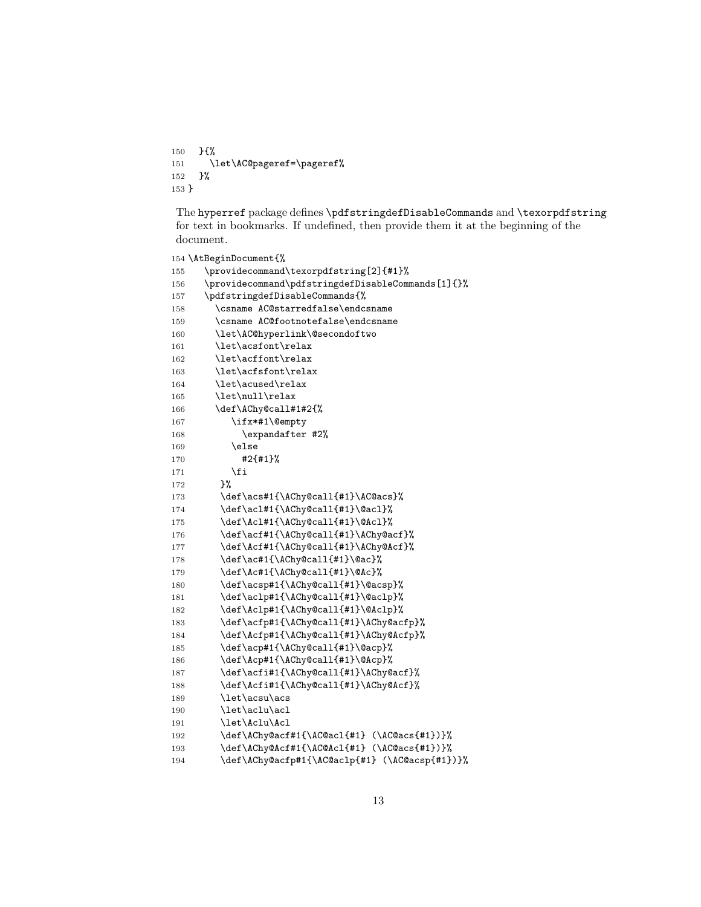```
150   }{%
151     \let\AC@pageref=\pageref%
152   }%
153 }
```

The hyperref package defines \pdfstringdefDisableCommands and \texorpdfstring for text in bookmarks. If undefined, then provide them it at the beginning of the document.

```
154 \AtBeginDocument{%
155    \providecommand\texorpdfstring[2]{#1}%
156    \providecommand\pdfstringdefDisableCommands[1]{}%
157    \pdfstringdefDisableCommands{%
158      \csname AC@starredfalse\endcsname
159      \csname AC@footnotefalse\endcsname
160      \let\AC@hyperlink\@secondoftwo
161      \let\acsfont\relax
162      \let\acffont\relax
163      \let\acfsfont\relax
164      \let\acused\relax
165      \let\null\relax
166      \def\AChy@call#1#2{%
167         \ifx*#1\@empty
168           \expandafter #2%
169         \else
170           #2{#1}%
171         \fi
172       }%
173       \def\acs#1{\AChy@call{#1}\AC@acs}%
174       \def\acl#1{\AChy@call{#1}\@acl}%
175       \def\Acl#1{\AChy@call{#1}\@Acl}%
176       \def\acf#1{\AChy@call{#1}\AChy@acf}%
177       \def\Acf#1{\AChy@call{#1}\AChy@Acf}%
178       \def\ac#1{\AChy@call{#1}\@ac}%
179       \def\Ac#1{\AChy@call{#1}\@Ac}%
180       \def\acsp#1{\AChy@call{#1}\@acsp}%
181       \def\aclp#1{\AChy@call{#1}\@aclp}%
182       \def\Aclp#1{\AChy@call{#1}\@Aclp}%
183       \def\acfp#1{\AChy@call{#1}\AChy@acfp}%
184       \def\Acfp#1{\AChy@call{#1}\AChy@Acfp}%
185       \def\acp#1{\AChy@call{#1}\@acp}%
186       \def\Acp#1{\AChy@call{#1}\@Acp}%
187       \def\acfi#1{\AChy@call{#1}\AChy@acf}%
188       \def\Acfi#1{\AChy@call{#1}\AChy@Acf}%
189       \let\acsu\acs
190       \let\aclu\acl
191       \let\Aclu\Acl
192       \def\AChy@acf#1{\AC@acl{#1} (\AC@acs{#1})}%
193       \def\AChy@Acf#1{\AC@Acl{#1} (\AC@acs{#1})}%
194       \def\AChy@acfp#1{\AC@aclp{#1} (\AC@acsp{#1})}%
```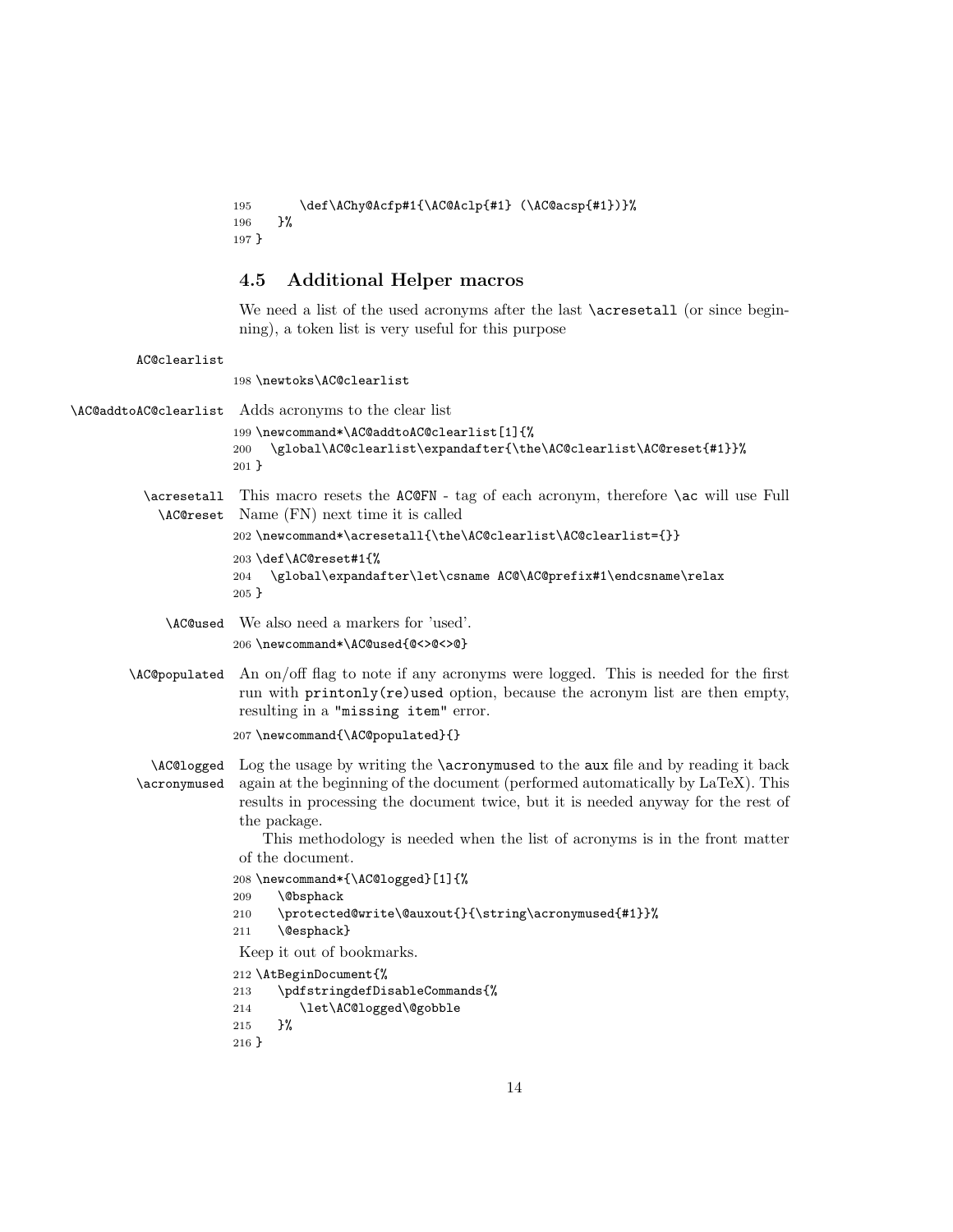```
195       \def\AChy@Acfp#1{\AC@Aclp{#1} (\AC@acsp{#1})}%
196    }%
197 }
```

### 4.5 Additional Helper macros

We need a list of the used acronyms after the last `\acresetall` (or since beginning), a token list is very useful for this purpose

AC@clearlist

```
198 \newtoks\AC@clearlist
```

`\AC@addtoAC@clearlist` Adds acronyms to the clear list

```
199 \newcommand*\AC@addtoAC@clearlist[1]{%
200   \global\AC@clearlist\expandafter{\the\AC@clearlist\AC@reset{#1}}%
201 }
```

`\acresetall` `\AC@reset` This macro resets the `AC@FN` - tag of each acronym, therefore `\ac` will use Full Name (FN) next time it is called

```
202 \newcommand*\acresetall{\the\AC@clearlist\AC@clearlist={}}
203 \def\AC@reset#1{%
204   \global\expandafter\let\csname AC@\AC@prefix#1\endcsname\relax
205 }
```

`\AC@used` We also need a markers for 'used'.

```
206 \newcommand*\AC@used{@<>@<>@}
```

`\AC@populated` An on/off flag to note if any acronyms were logged. This is needed for the first run with `printonly(re)used` option, because the acronym list are then empty, resulting in a `"missing item"` error.

```
207 \newcommand{\AC@populated}{}
```

`\AC@logged` `\acronymused` Log the usage by writing the `\acronymused` to the `aux` file and by reading it back again at the beginning of the document (performed automatically by LaTeX). This results in processing the document twice, but it is needed anyway for the rest of the package.

This methodology is needed when the list of acronyms is in the front matter of the document.

```
208 \newcommand*{\AC@logged}[1]{%
209    \@bsphack
210    \protected@write\@auxout{}{\string\acronymused{#1}}%
211    \@esphack}
```

Keep it out of bookmarks.

```
212 \AtBeginDocument{%
213    \pdfstringdefDisableCommands{%
214       \let\AC@logged\@gobble
215    }%
216 }
```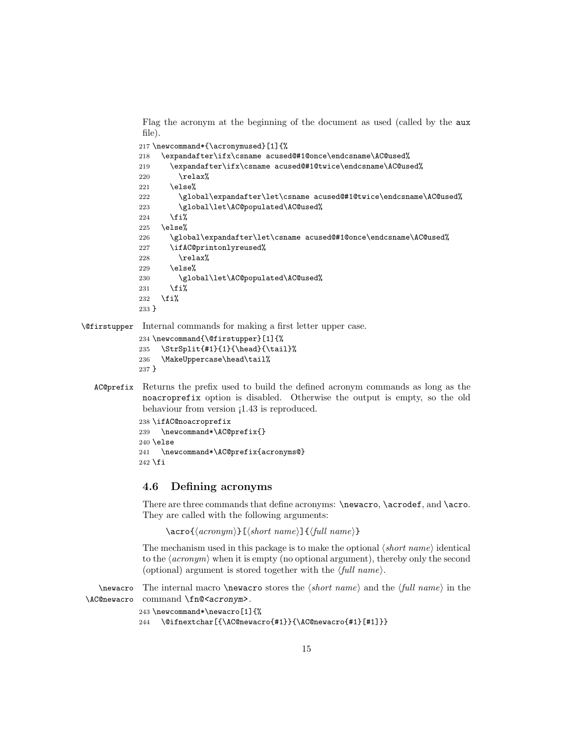Flag the acronym at the beginning of the document as used (called by the aux file).

```
217 \newcommand*{\acronymused}[1]{%
218   \expandafter\ifx\csname acused@#1@once\endcsname\AC@used%
219     \expandafter\ifx\csname acused@#1@twice\endcsname\AC@used%
220       \relax%
221     \else%
222       \global\expandafter\let\csname acused@#1@twice\endcsname\AC@used%
223       \global\let\AC@populated\AC@used%
224     \fi%
225   \else%
226     \global\expandafter\let\csname acused@#1@once\endcsname\AC@used%
227     \ifAC@printonlyreused%
228       \relax%
229     \else%
230       \global\let\AC@populated\AC@used%
231     \fi%
232   \fi%
233 }
```

`\@firstupper` Internal commands for making a first letter upper case.

```
234 \newcommand{\@firstupper}[1]{%
235   \StrSplit{#1}{1}{\head}{\tail}%
236   \MakeUppercase\head\tail%
237 }
```

`AC@prefix` Returns the prefix used to build the defined acronym commands as long as the noacroprefix option is disabled. Otherwise the output is empty, so the old behaviour from version ¡1.43 is reproduced.

```
238 \ifAC@noacroprefix
239   \newcommand*\AC@prefix{}
240 \else
241   \newcommand*\AC@prefix{acronyms@}
242 \fi
```

### 4.6 Defining acronyms

There are three commands that define acronyms: `\newacro`, `\acrodef`, and `\acro`. They are called with the following arguments:

`\acro{`⟨*acronym*⟩`}[`⟨*short name*⟩`]{`⟨*full name*⟩`}`

The mechanism used in this package is to make the optional ⟨*short name*⟩ identical to the ⟨*acronym*⟩ when it is empty (no optional argument), thereby only the second (optional) argument is stored together with the ⟨*full name*⟩.

`\newacro` `\AC@newacro` The internal macro `\newacro` stores the ⟨*short name*⟩ and the ⟨*full name*⟩ in the command `\fn@<acronym>`.

```
243 \newcommand*\newacro[1]{%
244   \@ifnextchar[{\AC@newacro{#1}}{\AC@newacro{#1}[#1]}}
```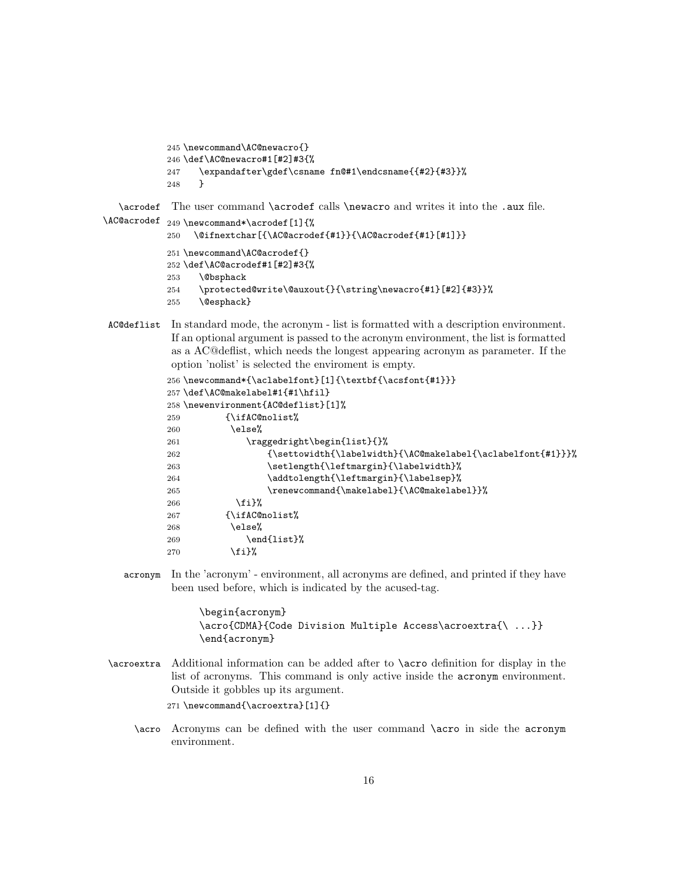```
245 \newcommand\AC@newacro{}
246 \def\AC@newacro#1[#2]#3{%
247    \expandafter\gdef\csname fn@#1\endcsname{{#2}{#3}}%
248    }
```

**\acrodef** **\AC@acrodef** The user command \acrodef calls \newacro and writes it into the .aux file.

```
249 \newcommand*\acrodef[1]{%
250    \@ifnextchar[{\AC@acrodef{#1}}{\AC@acrodef{#1}[#1]}}
251 \newcommand\AC@acrodef{}
252 \def\AC@acrodef#1[#2]#3{%
253    \@bsphack
254    \protected@write\@auxout{}{\string\newacro{#1}[#2]{#3}}%
255    \@esphack}
```

**AC@deflist** In standard mode, the acronym - list is formatted with a description environment. If an optional argument is passed to the acronym environment, the list is formatted as a AC@deflist, which needs the longest appearing acronym as parameter. If the option 'nolist' is selected the enviroment is empty.

```
256 \newcommand*{\aclabelfont}[1]{\textbf{\acsfont{#1}}}
257 \def\AC@makelabel#1{#1\hfil}
258 \newenvironment{AC@deflist}[1]%
259         {\ifAC@nolist%
260          \else%
261             \raggedright\begin{list}{}%
262                 {\settowidth{\labelwidth}{\AC@makelabel{\aclabelfont{#1}}}%
263                 \setlength{\leftmargin}{\labelwidth}%
264                 \addtolength{\leftmargin}{\labelsep}%
265                 \renewcommand{\makelabel}{\AC@makelabel}}%
266          \fi}%
267         {\ifAC@nolist%
268          \else%
269             \end{list}%
270          \fi}%
```

**acronym** In the 'acronym' - environment, all acronyms are defined, and printed if they have been used before, which is indicated by the acused-tag.

```
\begin{acronym}
\acro{CDMA}{Code Division Multiple Access\acroextra{\ ...}}
\end{acronym}
```

**\acroextra** Additional information can be added after to \acro definition for display in the list of acronyms. This command is only active inside the acronym environment. Outside it gobbles up its argument.

```
271 \newcommand{\acroextra}[1]{}
```

**\acro** Acronyms can be defined with the user command \acro in side the acronym environment.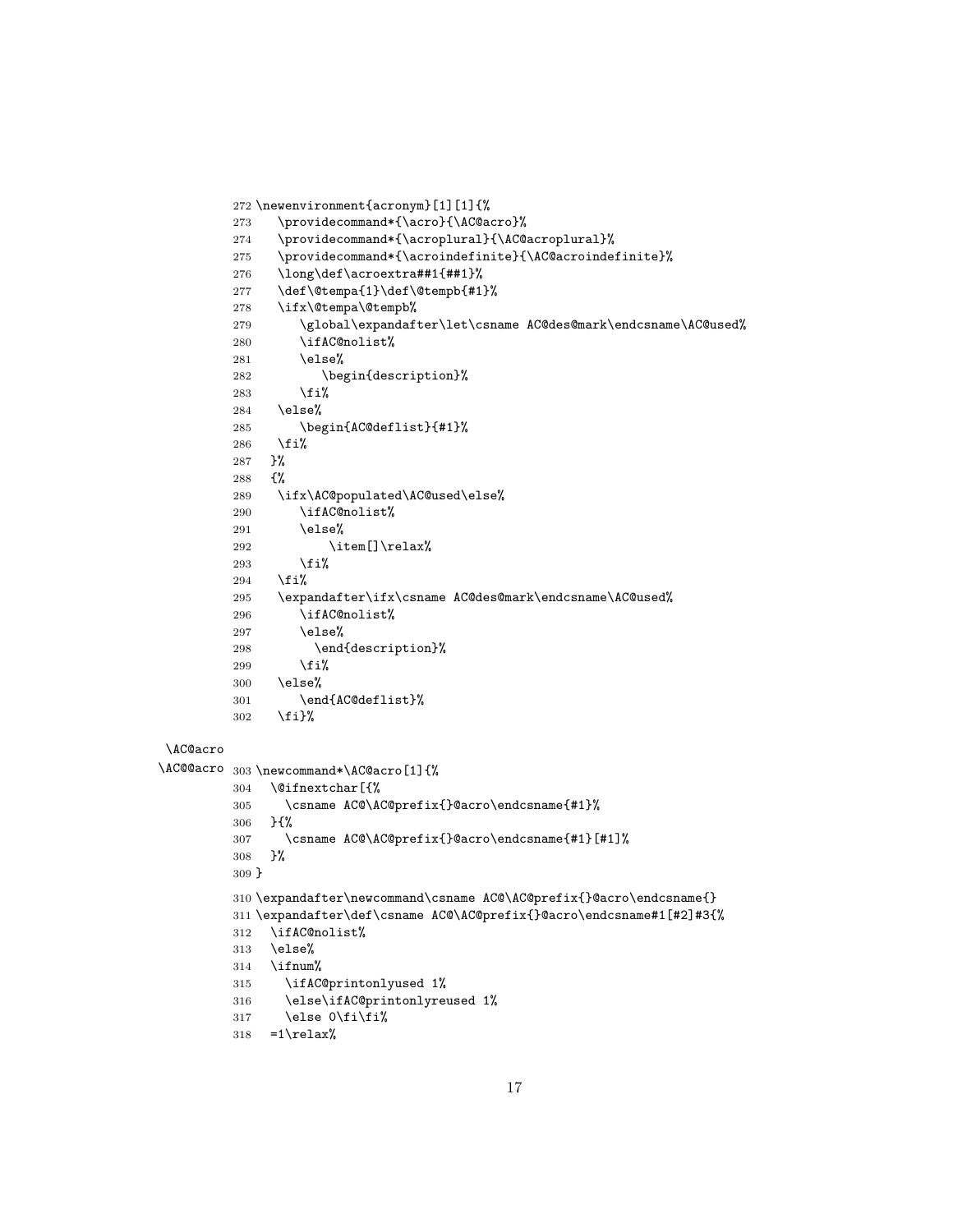```
272 \newenvironment{acronym}[1][1]{%
273   \providecommand*{\acro}{\AC@acro}%
274   \providecommand*{\acroplural}{\AC@acroplural}%
275   \providecommand*{\acroindefinite}{\AC@acroindefinite}%
276   \long\def\acroextra##1{##1}%
277   \def\@tempa{1}\def\@tempb{#1}%
278   \ifx\@tempa\@tempb%
279      \global\expandafter\let\csname AC@des@mark\endcsname\AC@used%
280      \ifAC@nolist%
281      \else%
282         \begin{description}%
283      \fi%
284   \else%
285      \begin{AC@deflist}{#1}%
286   \fi%
287  }%
288  {%
289   \ifx\AC@populated\AC@used\else%
290      \ifAC@nolist%
291      \else%
292          \item[]\relax%
293      \fi%
294   \fi%
295   \expandafter\ifx\csname AC@des@mark\endcsname\AC@used%
296      \ifAC@nolist%
297      \else%
298        \end{description}%
299      \fi%
300   \else%
301      \end{AC@deflist}%
302   \fi}%
```

\AC@acro

\AC@@acro

```
303 \newcommand*\AC@acro[1]{%
304   \@ifnextchar[{%
305     \csname AC@\AC@prefix{}@acro\endcsname{#1}%
306   }{%
307     \csname AC@\AC@prefix{}@acro\endcsname{#1}[#1]%
308   }%
309 }
310 \expandafter\newcommand\csname AC@\AC@prefix{}@acro\endcsname{}
311 \expandafter\def\csname AC@\AC@prefix{}@acro\endcsname#1[#2]#3{%
312   \ifAC@nolist%
313   \else%
314   \ifnum%
315     \ifAC@printonlyused 1%
316     \else\ifAC@printonlyreused 1%
317     \else 0\fi\fi%
318   =1\relax%
```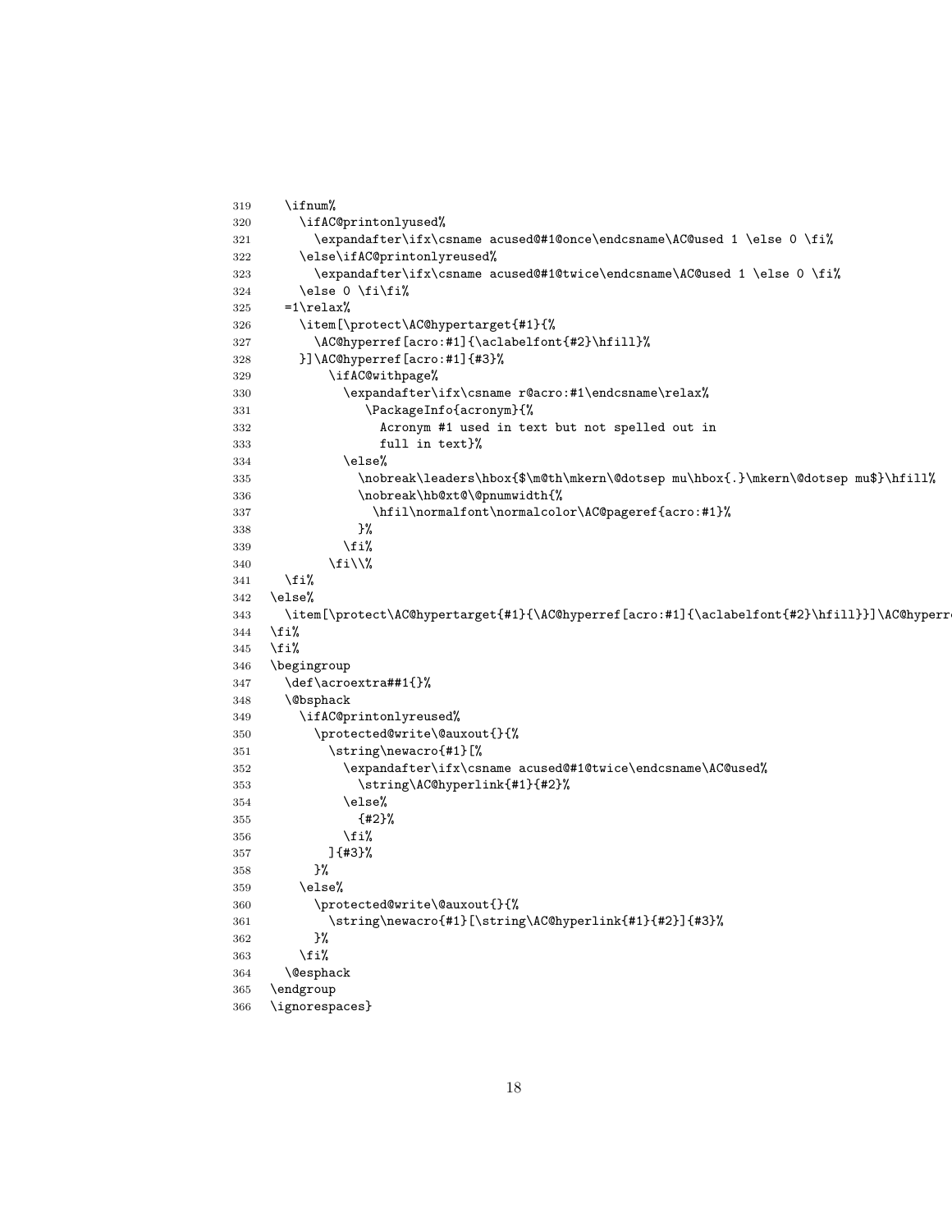```
319     \ifnum%
320       \ifAC@printonlyused%
321         \expandafter\ifx\csname acused@#1@once\endcsname\AC@used 1 \else 0 \fi%
322       \else\ifAC@printonlyreused%
323         \expandafter\ifx\csname acused@#1@twice\endcsname\AC@used 1 \else 0 \fi%
324       \else 0 \fi\fi%
325     =1\relax%
326       \item[\protect\AC@hypertarget{#1}{%
327         \AC@hyperref[acro:#1]{\aclabelfont{#2}\hfill}%
328       }]\AC@hyperref[acro:#1]{#3}%
329           \ifAC@withpage%
330             \expandafter\ifx\csname r@acro:#1\endcsname\relax%
331                \PackageInfo{acronym}{%
332                  Acronym #1 used in text but not spelled out in
333                  full in text}%
334             \else%
335               \nobreak\leaders\hbox{$\m@th\mkern\@dotsep mu\hbox{.}\mkern\@dotsep mu$}\hfill%
336               \nobreak\hb@xt@\@pnumwidth{%
337                 \hfil\normalfont\normalcolor\AC@pageref{acro:#1}%
338               }%
339             \fi%
340           \fi\\%
341     \fi%
342   \else%
343     \item[\protect\AC@hypertarget{#1}{\AC@hyperref[acro:#1]{\aclabelfont{#2}\hfill}}]\AC@hyperre
344   \fi%
345   \fi%
346   \begingroup
347     \def\acroextra##1{}%
348     \@bsphack
349       \ifAC@printonlyreused%
350         \protected@write\@auxout{}{%
351           \string\newacro{#1}[%
352             \expandafter\ifx\csname acused@#1@twice\endcsname\AC@used%
353               \string\AC@hyperlink{#1}{#2}%
354             \else%
355               {#2}%
356             \fi%
357           ]{#3}%
358         }%
359       \else%
360         \protected@write\@auxout{}{%
361           \string\newacro{#1}[\string\AC@hyperlink{#1}{#2}]{#3}%
362         }%
363       \fi%
364     \@esphack
365   \endgroup
366   \ignorespaces}
```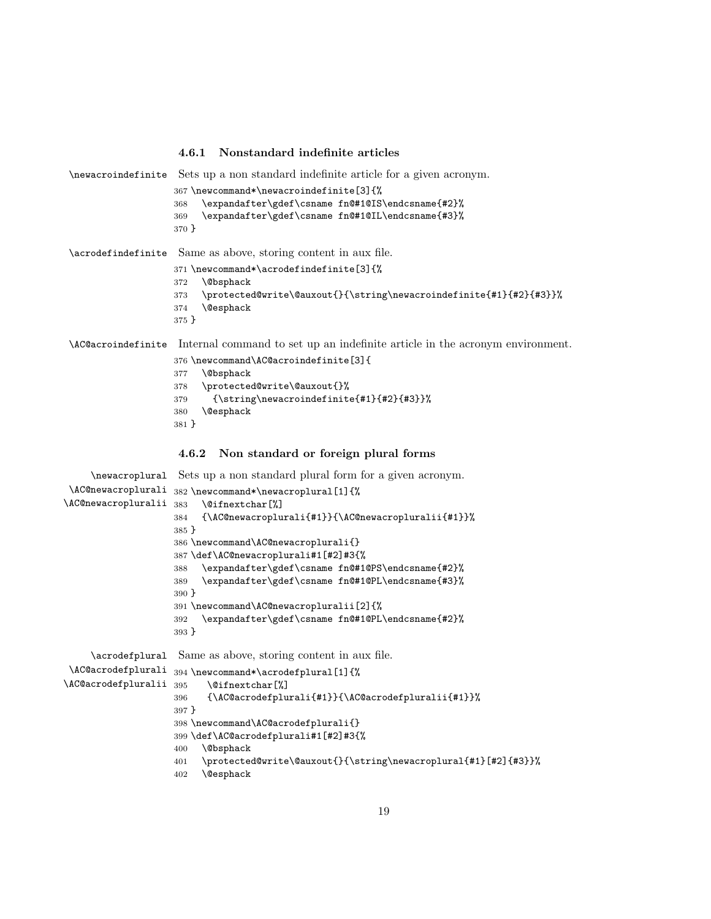### 4.6.1 Nonstandard indefinite articles

\newacroindefinite Sets up a non standard indefinite article for a given acronym.

```
367 \newcommand*\newacroindefinite[3]{%
368   \expandafter\gdef\csname fn@#1@IS\endcsname{#2}%
369   \expandafter\gdef\csname fn@#1@IL\endcsname{#3}%
370 }
```

\acrodefindefinite Same as above, storing content in aux file.

```
371 \newcommand*\acrodefindefinite[3]{%
372   \@bsphack
373   \protected@write\@auxout{}{\string\newacroindefinite{#1}{#2}{#3}}%
374   \@esphack
375 }
```

\AC@acroindefinite Internal command to set up an indefinite article in the acronym environment.

```
376 \newcommand\AC@acroindefinite[3]{
377   \@bsphack
378   \protected@write\@auxout{}%
379     {\string\newacroindefinite{#1}{#2}{#3}}%
380   \@esphack
381 }
```

### 4.6.2 Non standard or foreign plural forms

\newacroplural \AC@newacroplurali \AC@newacropluralii Sets up a non standard plural form for a given acronym.

```
382 \newcommand*\newacroplural[1]{%
383   \@ifnextchar[%]
384   {\AC@newacroplurali{#1}}{\AC@newacropluralii{#1}}%
385 }
386 \newcommand\AC@newacroplurali{}
387 \def\AC@newacroplurali#1[#2]#3{%
388   \expandafter\gdef\csname fn@#1@PS\endcsname{#2}%
389   \expandafter\gdef\csname fn@#1@PL\endcsname{#3}%
390 }
391 \newcommand\AC@newacropluralii[2]{%
392   \expandafter\gdef\csname fn@#1@PL\endcsname{#2}%
393 }
```

\acrodefplural \AC@acrodefplurali \AC@acrodefpluralii Same as above, storing content in aux file.

```
394 \newcommand*\acrodefplural[1]{%
395    \@ifnextchar[%]
396    {\AC@acrodefplurali{#1}}{\AC@acrodefpluralii{#1}}%
397 }
398 \newcommand\AC@acrodefplurali{}
399 \def\AC@acrodefplurali#1[#2]#3{%
400   \@bsphack
401   \protected@write\@auxout{}{\string\newacroplural{#1}[#2]{#3}}%
402   \@esphack
```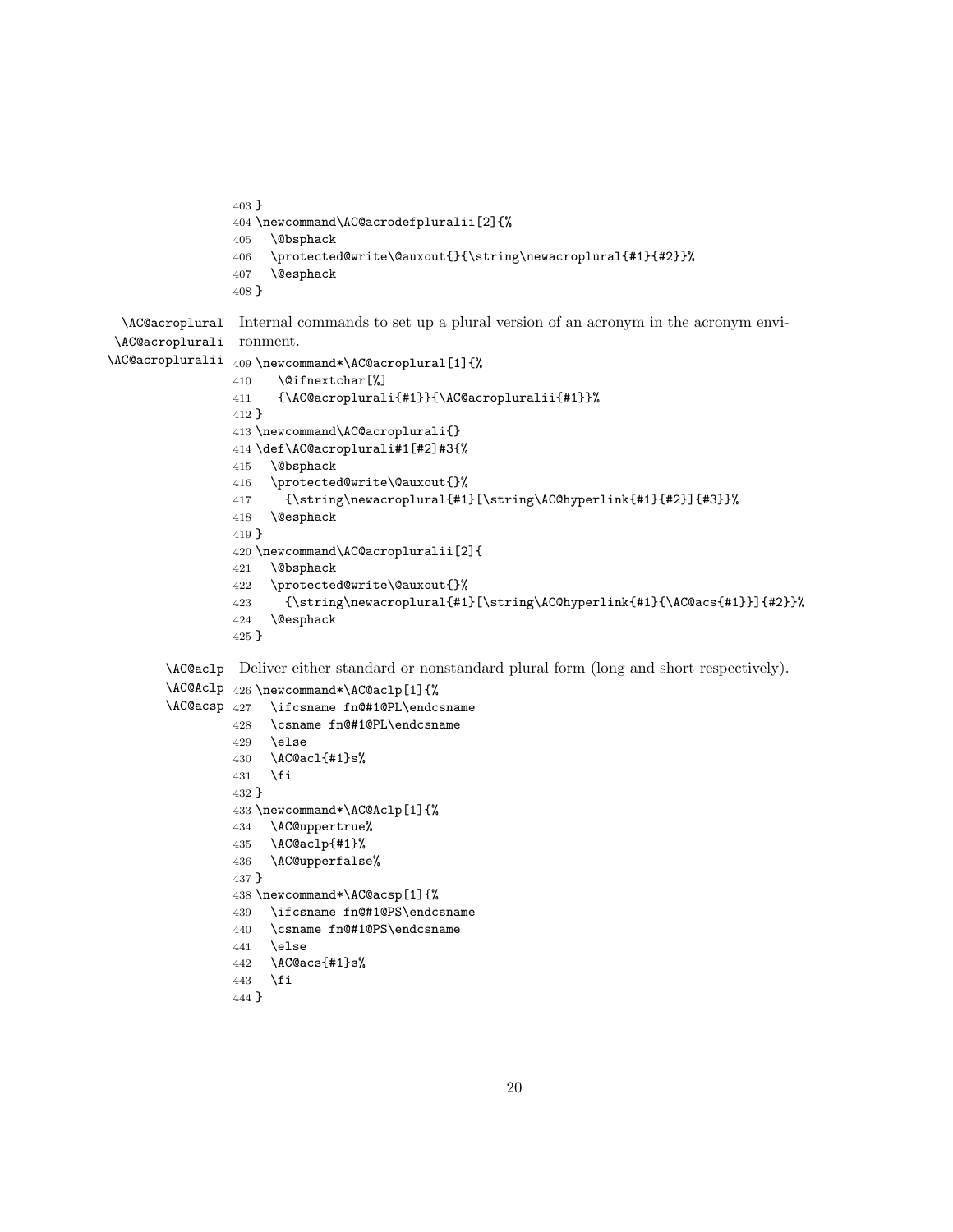```
403 }
404 \newcommand\AC@acrodefpluralii[2]{%
405   \@bsphack
406   \protected@write\@auxout{}{\string\newacroplural{#1}{#2}}%
407   \@esphack
408 }
```

\AC@acroplural \AC@acroplurali \AC@acropluralii Internal commands to set up a plural version of an acronym in the acronym environment.

```
409 \newcommand*\AC@acroplural[1]{%
410     \@ifnextchar[%]
411     {\AC@acroplurali{#1}}{\AC@acropluralii{#1}}%
412 }
413 \newcommand\AC@acroplurali{}
414 \def\AC@acroplurali#1[#2]#3{%
415   \@bsphack
416   \protected@write\@auxout{}%
417     {\string\newacroplural{#1}[\string\AC@hyperlink{#1}{#2}]{#3}}%
418   \@esphack
419 }
420 \newcommand\AC@acropluralii[2]{
421   \@bsphack
422   \protected@write\@auxout{}%
423     {\string\newacroplural{#1}[\string\AC@hyperlink{#1}{\AC@acs{#1}}]{#2}}%
424   \@esphack
425 }
```

\AC@aclp \AC@Aclp \AC@acsp Deliver either standard or nonstandard plural form (long and short respectively).

```
426 \newcommand*\AC@aclp[1]{%
427   \ifcsname fn@#1@PL\endcsname
428   \csname fn@#1@PL\endcsname
429   \else
430   \AC@acl{#1}s%
431   \fi
432 }
433 \newcommand*\AC@Aclp[1]{%
434   \AC@uppertrue%
435   \AC@aclp{#1}%
436   \AC@upperfalse%
437 }
438 \newcommand*\AC@acsp[1]{%
439   \ifcsname fn@#1@PS\endcsname
440   \csname fn@#1@PS\endcsname
441   \else
442   \AC@acs{#1}s%
443   \fi
444 }
```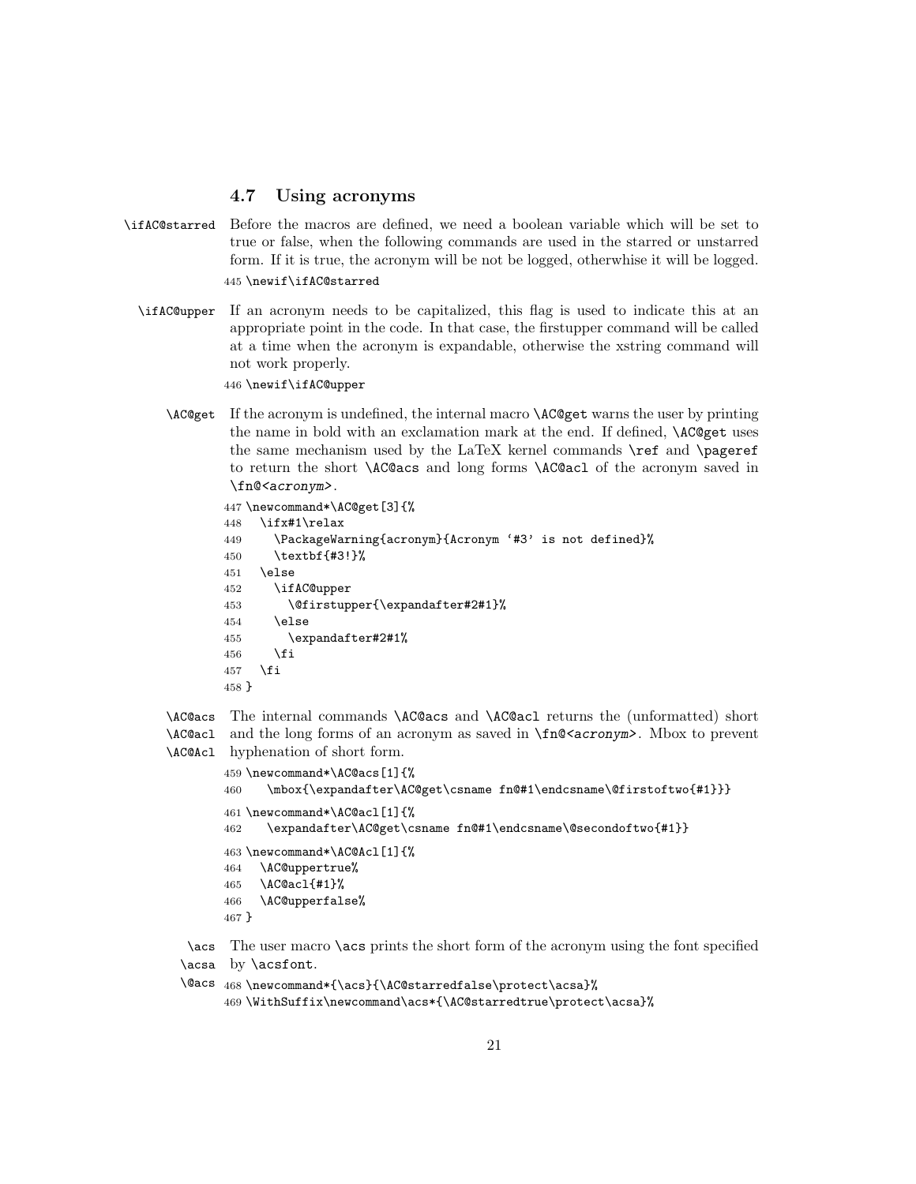### 4.7 Using acronyms

\ifAC@starred Before the macros are defined, we need a boolean variable which will be set to true or false, when the following commands are used in the starred or unstarred form. If it is true, the acronym will be not be logged, otherwhise it will be logged.

```
445 \newif\ifAC@starred
```

\ifAC@upper If an acronym needs to be capitalized, this flag is used to indicate this at an appropriate point in the code. In that case, the firstupper command will be called at a time when the acronym is expandable, otherwise the xstring command will not work properly.

```
446 \newif\ifAC@upper
```

\AC@get If the acronym is undefined, the internal macro \AC@get warns the user by printing the name in bold with an exclamation mark at the end. If defined, \AC@get uses the same mechanism used by the LaTeX kernel commands \ref and \pageref to return the short \AC@acs and long forms \AC@acl of the acronym saved in \fn@<*acronym*>.

```
447 \newcommand*\AC@get[3]{%
448   \ifx#1\relax
449     \PackageWarning{acronym}{Acronym `#3' is not defined}%
450     \textbf{#3!}%
451   \else
452     \ifAC@upper
453       \@firstupper{\expandafter#2#1}%
454     \else
455       \expandafter#2#1%
456     \fi
457   \fi
458 }
```

\AC@acs \AC@acl \AC@Acl The internal commands \AC@acs and \AC@acl returns the (unformatted) short and the long forms of an acronym as saved in \fn@<*acronym*>. Mbox to prevent hyphenation of short form.

```
459 \newcommand*\AC@acs[1]{%
460     \mbox{\expandafter\AC@get\csname fn@#1\endcsname\@firstoftwo{#1}}}
461 \newcommand*\AC@acl[1]{%
462     \expandafter\AC@get\csname fn@#1\endcsname\@secondoftwo{#1}}
463 \newcommand*\AC@Acl[1]{%
464   \AC@uppertrue%
465   \AC@acl{#1}%
466   \AC@upperfalse%
467 }
```

\acs \acsa \@acs The user macro \acs prints the short form of the acronym using the font specified by \acsfont.

```
468 \newcommand*{\acs}{\AC@starredfalse\protect\acsa}%
469 \WithSuffix\newcommand\acs*{\AC@starredtrue\protect\acsa}%
```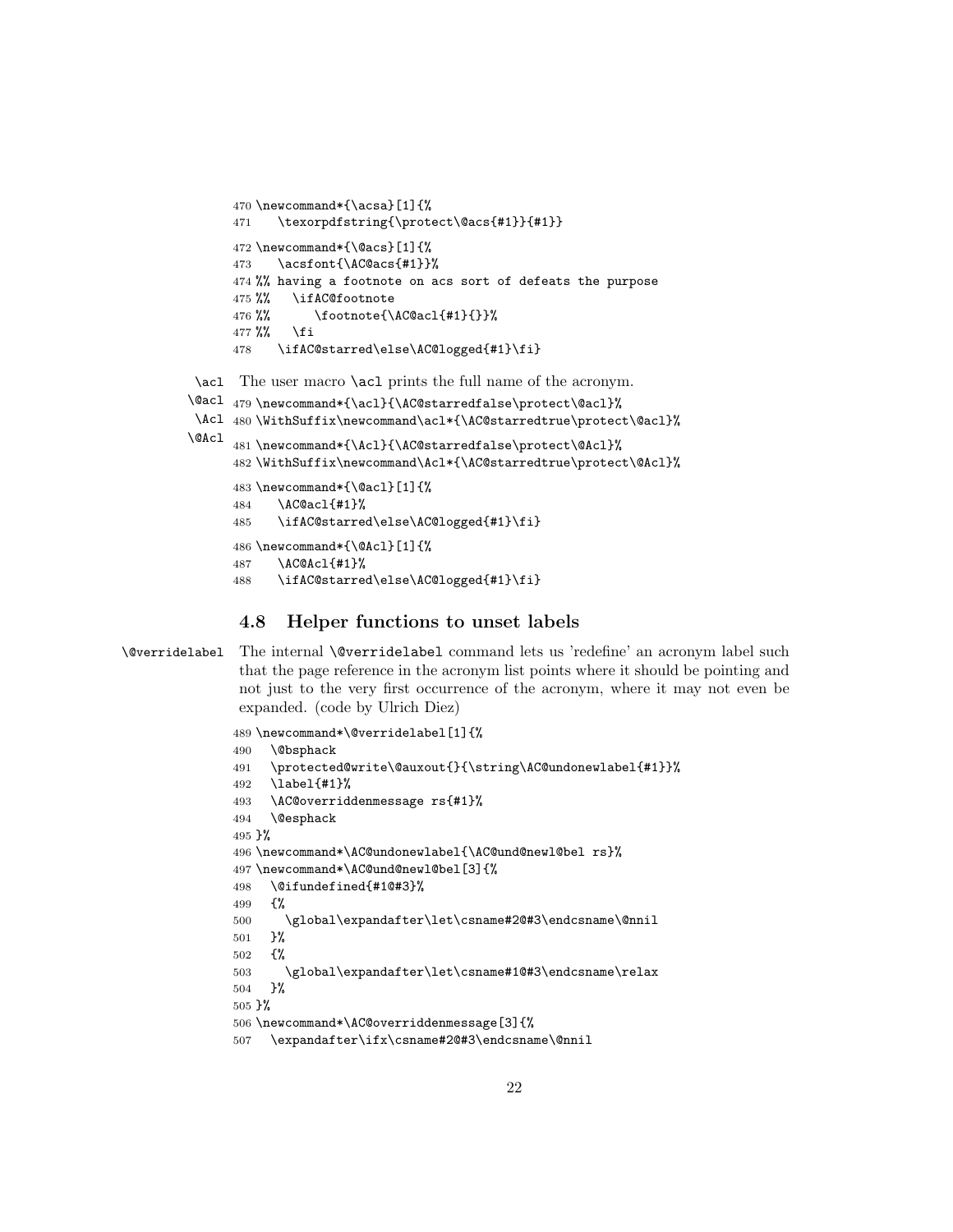```
470 \newcommand*{\acsa}[1]{%
471    \texorpdfstring{\protect\@acs{#1}}{#1}}
472 \newcommand*{\@acs}[1]{%
473    \acsfont{\AC@acs{#1}}%
474 %% having a footnote on acs sort of defeats the purpose
475 %%    \ifAC@footnote
476 %%       \footnote{\AC@acl{#1}{}}%
477 %%    \fi
478    \ifAC@starred\else\AC@logged{#1}\fi}
```

\acl The user macro \acl prints the full name of the acronym.

\@acl
\Acl
\@Acl

```
479 \newcommand*{\acl}{\AC@starredfalse\protect\@acl}%
480 \WithSuffix\newcommand\acl*{\AC@starredtrue\protect\@acl}%
481 \newcommand*{\Acl}{\AC@starredfalse\protect\@Acl}%
482 \WithSuffix\newcommand\Acl*{\AC@starredtrue\protect\@Acl}%
483 \newcommand*{\@acl}[1]{%
484    \AC@acl{#1}%
485    \ifAC@starred\else\AC@logged{#1}\fi}
486 \newcommand*{\@Acl}[1]{%
487    \AC@Acl{#1}%
488    \ifAC@starred\else\AC@logged{#1}\fi}
```

## 4.8 Helper functions to unset labels

\@verridelabel The internal \@verridelabel command lets us 'redefine' an acronym label such that the page reference in the acronym list points where it should be pointing and not just to the very first occurrence of the acronym, where it may not even be expanded. (code by Ulrich Diez)

```
489 \newcommand*\@verridelabel[1]{%
490   \@bsphack
491   \protected@write\@auxout{}{\string\AC@undonewlabel{#1}}%
492   \label{#1}%
493   \AC@overriddenmessage rs{#1}%
494   \@esphack
495 }%
496 \newcommand*\AC@undonewlabel{\AC@und@newl@bel rs}%
497 \newcommand*\AC@und@newl@bel[3]{%
498   \@ifundefined{#1@#3}%
499   {%
500     \global\expandafter\let\csname#2@#3\endcsname\@nnil
501   }%
502   {%
503     \global\expandafter\let\csname#1@#3\endcsname\relax
504   }%
505 }%
506 \newcommand*\AC@overriddenmessage[3]{%
507   \expandafter\ifx\csname#2@#3\endcsname\@nnil
```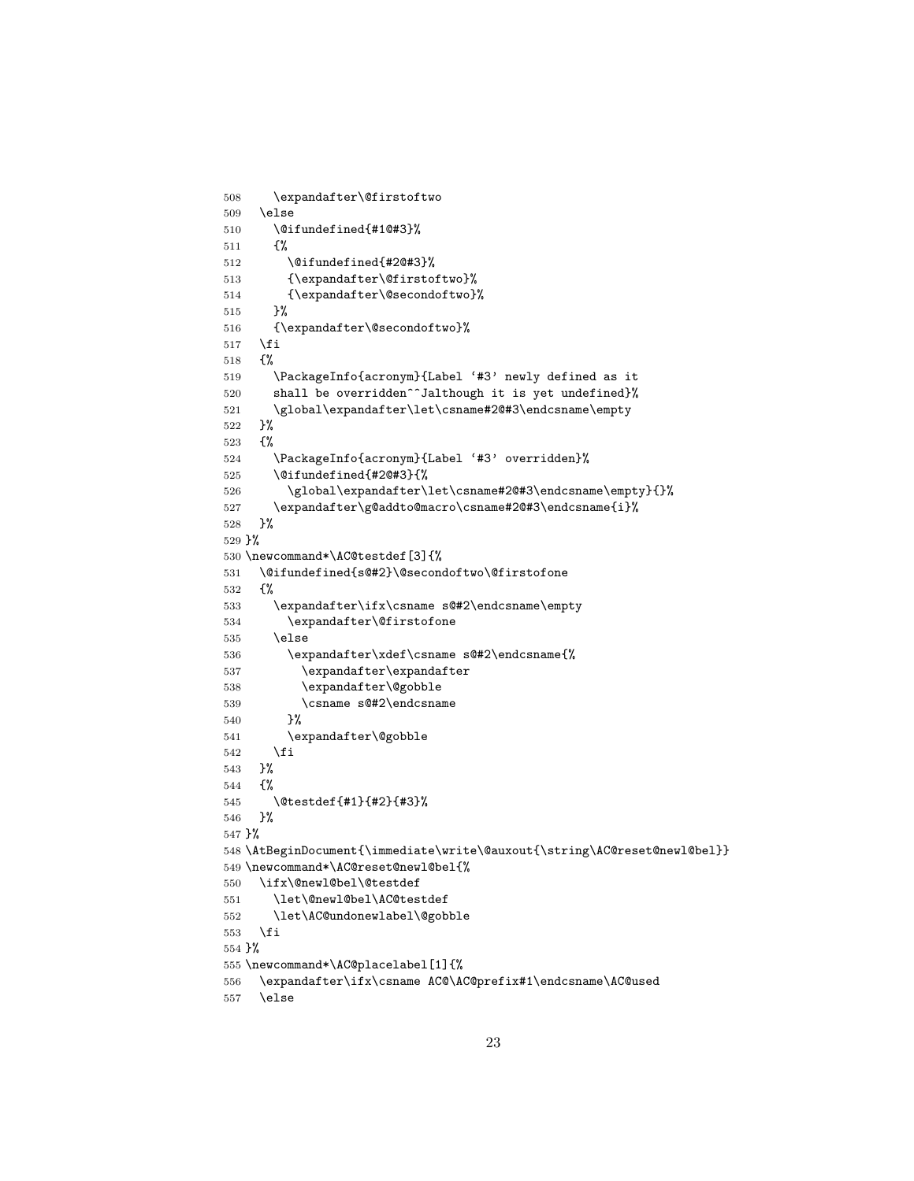```
508     \expandafter\@firstoftwo
509   \else
510     \@ifundefined{#1@#3}%
511     {%
512       \@ifundefined{#2@#3}%
513       {\expandafter\@firstoftwo}%
514       {\expandafter\@secondoftwo}%
515     }%
516     {\expandafter\@secondoftwo}%
517   \fi
518   {%
519     \PackageInfo{acronym}{Label '#3' newly defined as it
520     shall be overridden^^Jalthough it is yet undefined}%
521     \global\expandafter\let\csname#2@#3\endcsname\empty
522   }%
523   {%
524     \PackageInfo{acronym}{Label '#3' overridden}%
525     \@ifundefined{#2@#3}{%
526       \global\expandafter\let\csname#2@#3\endcsname\empty}{}%
527     \expandafter\g@addto@macro\csname#2@#3\endcsname{i}%
528   }%
529 }%
530 \newcommand*\AC@testdef[3]{%
531   \@ifundefined{s@#2}\@secondoftwo\@firstofone
532   {%
533     \expandafter\ifx\csname s@#2\endcsname\empty
534       \expandafter\@firstofone
535     \else
536       \expandafter\xdef\csname s@#2\endcsname{%
537         \expandafter\expandafter
538         \expandafter\@gobble
539         \csname s@#2\endcsname
540       }%
541       \expandafter\@gobble
542     \fi
543   }%
544   {%
545     \@testdef{#1}{#2}{#3}%
546   }%
547 }%
548 \AtBeginDocument{\immediate\write\@auxout{\string\AC@reset@newl@bel}}
549 \newcommand*\AC@reset@newl@bel{%
550   \ifx\@newl@bel\@testdef
551     \let\@newl@bel\AC@testdef
552     \let\AC@undonewlabel\@gobble
553   \fi
554 }%
555 \newcommand*\AC@placelabel[1]{%
556   \expandafter\ifx\csname AC@\AC@prefix#1\endcsname\AC@used
557   \else
```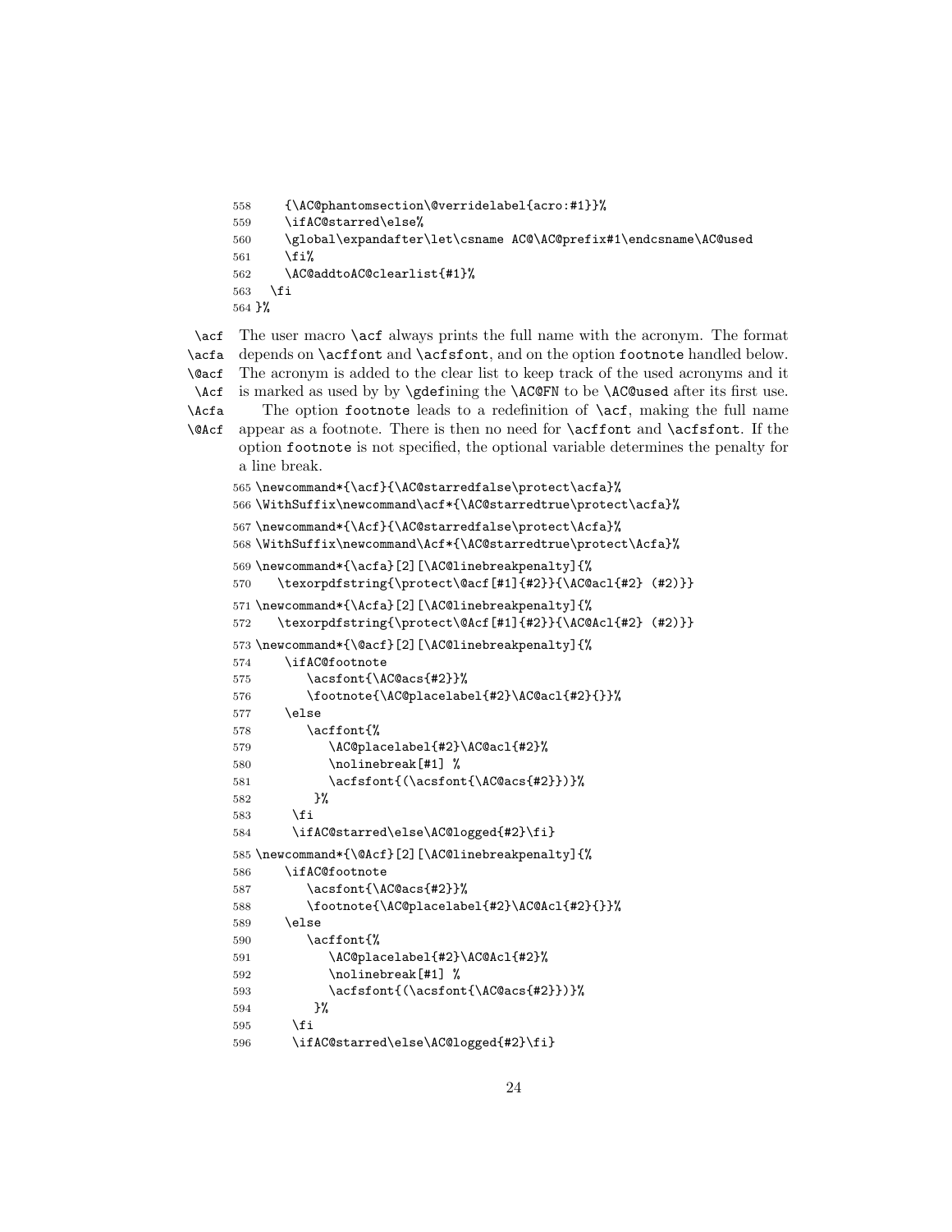```
558     {\AC@phantomsection\@verridelabel{acro:#1}}%
559     \ifAC@starred\else%
560     \global\expandafter\let\csname AC@\AC@prefix#1\endcsname\AC@used
561     \fi%
562     \AC@addtoAC@clearlist{#1}%
563   \fi
564 }%
```

`\acf` `\acfa` `\@acf` `\Acf` `\Acfa` `\@Acf`

The user macro `\acf` always prints the full name with the acronym. The format depends on `\acffont` and `\acfsfont`, and on the option `footnote` handled below. The acronym is added to the clear list to keep track of the used acronyms and it is marked as used by by `\gdef`ining the `\AC@FN` to be `\AC@used` after its first use.

The option `footnote` leads to a redefinition of `\acf`, making the full name appear as a footnote. There is then no need for `\acffont` and `\acfsfont`. If the option `footnote` is not specified, the optional variable determines the penalty for a line break.

```
565 \newcommand*{\acf}{\AC@starredfalse\protect\acfa}%
566 \WithSuffix\newcommand\acf*{\AC@starredtrue\protect\acfa}%
567 \newcommand*{\Acf}{\AC@starredfalse\protect\Acfa}%
568 \WithSuffix\newcommand\Acf*{\AC@starredtrue\protect\Acfa}%
569 \newcommand*{\acfa}[2][\AC@linebreakpenalty]{%
570    \texorpdfstring{\protect\@acf[#1]{#2}}{\AC@acl{#2} (#2)}}
571 \newcommand*{\Acfa}[2][\AC@linebreakpenalty]{%
572    \texorpdfstring{\protect\@Acf[#1]{#2}}{\AC@Acl{#2} (#2)}}
573 \newcommand*{\@acf}[2][\AC@linebreakpenalty]{%
574     \ifAC@footnote
575        \acsfont{\AC@acs{#2}}%
576        \footnote{\AC@placelabel{#2}\AC@acl{#2}{}}%
577     \else
578        \acffont{%
579           \AC@placelabel{#2}\AC@acl{#2}%
580           \nolinebreak[#1] %
581           \acfsfont{(\acsfont{\AC@acs{#2}})}%
582         }%
583      \fi
584      \ifAC@starred\else\AC@logged{#2}\fi}
585 \newcommand*{\@Acf}[2][\AC@linebreakpenalty]{%
586     \ifAC@footnote
587        \acsfont{\AC@acs{#2}}%
588        \footnote{\AC@placelabel{#2}\AC@Acl{#2}{}}%
589     \else
590        \acffont{%
591           \AC@placelabel{#2}\AC@Acl{#2}%
592           \nolinebreak[#1] %
593           \acfsfont{(\acsfont{\AC@acs{#2}})}%
594         }%
595      \fi
596      \ifAC@starred\else\AC@logged{#2}\fi}
```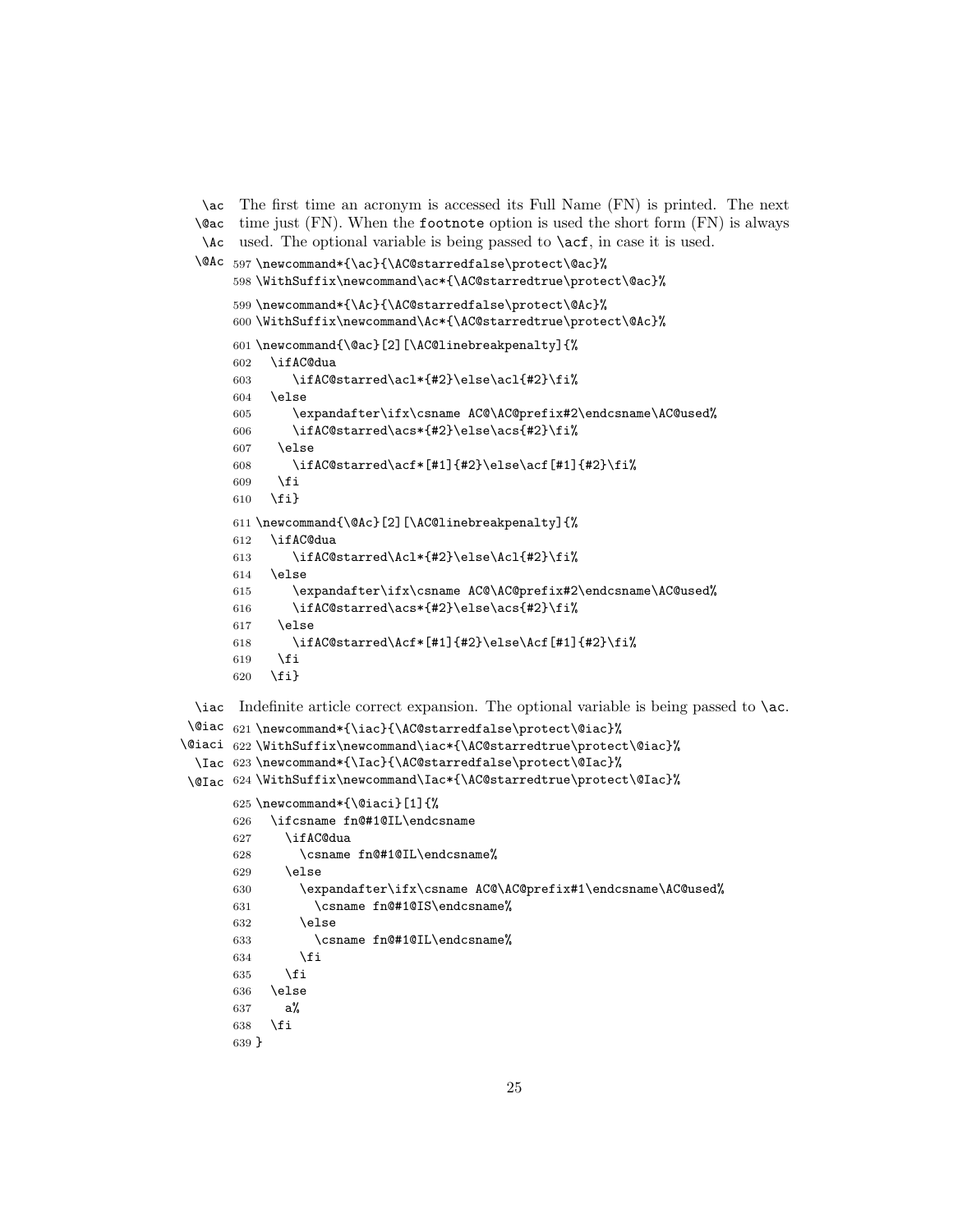\ac \@ac \Ac \@Ac

The first time an acronym is accessed its Full Name (FN) is printed. The next time just (FN). When the footnote option is used the short form (FN) is always used. The optional variable is being passed to \acf, in case it is used.

```
597 \newcommand*{\ac}{\AC@starredfalse\protect\@ac}%
598 \WithSuffix\newcommand\ac*{\AC@starredtrue\protect\@ac}%
599 \newcommand*{\Ac}{\AC@starredfalse\protect\@Ac}%
600 \WithSuffix\newcommand\Ac*{\AC@starredtrue\protect\@Ac}%
601 \newcommand{\@ac}[2][\AC@linebreakpenalty]{%
602   \ifAC@dua
603      \ifAC@starred\acl*{#2}\else\acl{#2}\fi%
604   \else
605      \expandafter\ifx\csname AC@\AC@prefix#2\endcsname\AC@used%
606      \ifAC@starred\acs*{#2}\else\acs{#2}\fi%
607    \else
608      \ifAC@starred\acf*[#1]{#2}\else\acf[#1]{#2}\fi%
609    \fi
610   \fi}
611 \newcommand{\@Ac}[2][\AC@linebreakpenalty]{%
612   \ifAC@dua
613      \ifAC@starred\Acl*{#2}\else\Acl{#2}\fi%
614   \else
615      \expandafter\ifx\csname AC@\AC@prefix#2\endcsname\AC@used%
616      \ifAC@starred\acs*{#2}\else\acs{#2}\fi%
617    \else
618      \ifAC@starred\Acf*[#1]{#2}\else\Acf[#1]{#2}\fi%
619    \fi
620   \fi}
```

\iac \@iac \@iaci \Iac \@Iac

Indefinite article correct expansion. The optional variable is being passed to \ac.

```
621 \newcommand*{\iac}{\AC@starredfalse\protect\@iac}%
622 \WithSuffix\newcommand\iac*{\AC@starredtrue\protect\@iac}%
623 \newcommand*{\Iac}{\AC@starredfalse\protect\@Iac}%
624 \WithSuffix\newcommand\Iac*{\AC@starredtrue\protect\@Iac}%
625 \newcommand*{\@iaci}[1]{%
626   \ifcsname fn@#1@IL\endcsname
627     \ifAC@dua
628       \csname fn@#1@IL\endcsname%
629     \else
630       \expandafter\ifx\csname AC@\AC@prefix#1\endcsname\AC@used%
631         \csname fn@#1@IS\endcsname%
632       \else
633         \csname fn@#1@IL\endcsname%
634       \fi
635     \fi
636   \else
637     a%
638   \fi
639 }
```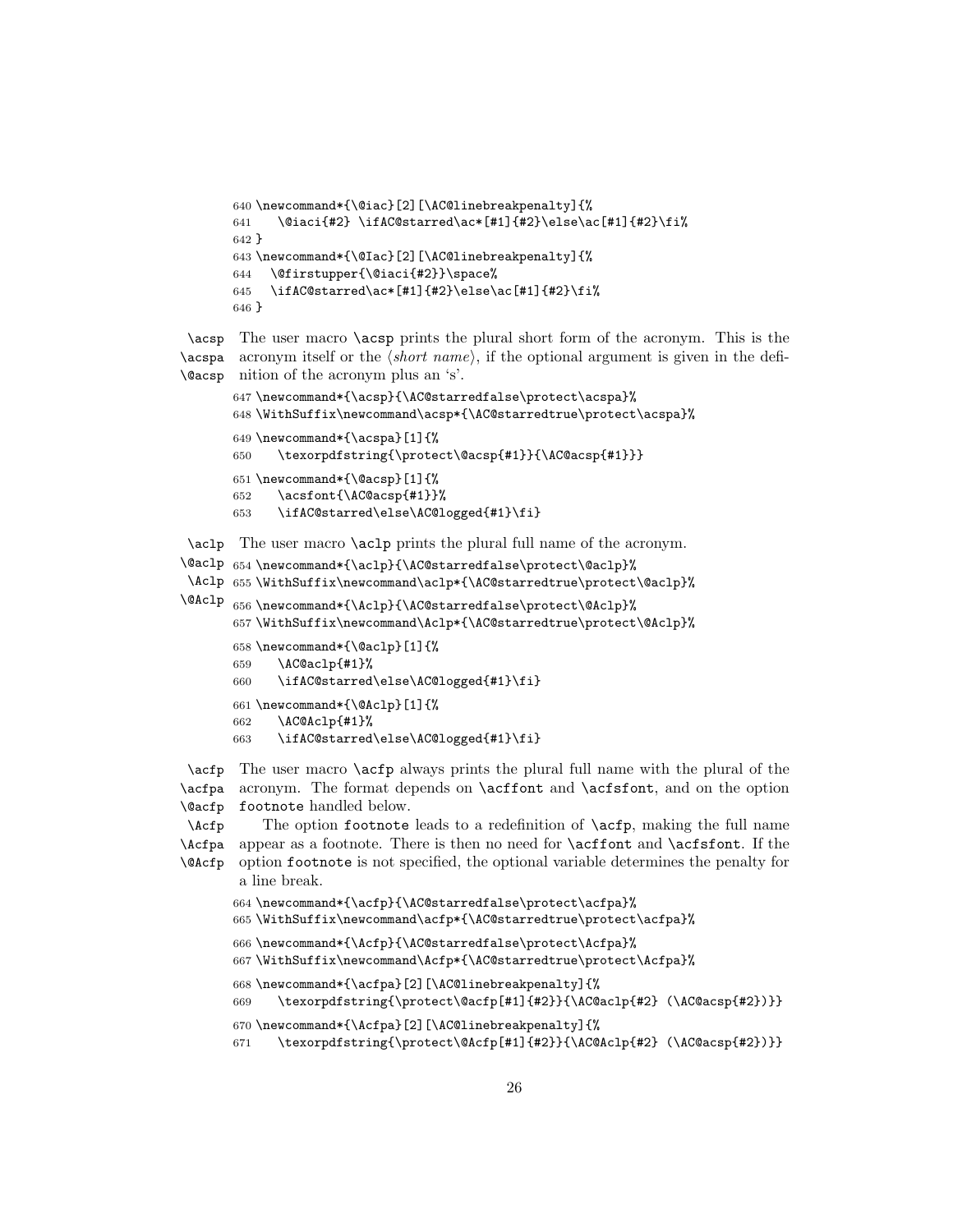```
640 \newcommand*{\@iac}[2][\AC@linebreakpenalty]{%
641    \@iaci{#2} \ifAC@starred\ac*[#1]{#2}\else\ac[#1]{#2}\fi%
642 }
643 \newcommand*{\@Iac}[2][\AC@linebreakpenalty]{%
644   \@firstupper{\@iaci{#2}}\space%
645   \ifAC@starred\ac*[#1]{#2}\else\ac[#1]{#2}\fi%
646 }
```

`\acsp` `\acspa` `\@acsp` The user macro `\acsp` prints the plural short form of the acronym. This is the acronym itself or the ⟨*short name*⟩, if the optional argument is given in the definition of the acronym plus an 's'.

```
647 \newcommand*{\acsp}{\AC@starredfalse\protect\acspa}%
648 \WithSuffix\newcommand\acsp*{\AC@starredtrue\protect\acspa}%
649 \newcommand*{\acspa}[1]{%
650    \texorpdfstring{\protect\@acsp{#1}}{\AC@acsp{#1}}}
651 \newcommand*{\@acsp}[1]{%
652    \acsfont{\AC@acsp{#1}}%
653    \ifAC@starred\else\AC@logged{#1}\fi}
```

`\aclp` `\@aclp` `\Aclp` `\@Aclp` The user macro `\aclp` prints the plural full name of the acronym.

```
654 \newcommand*{\aclp}{\AC@starredfalse\protect\@aclp}%
655 \WithSuffix\newcommand\aclp*{\AC@starredtrue\protect\@aclp}%
656 \newcommand*{\Aclp}{\AC@starredfalse\protect\@Aclp}%
657 \WithSuffix\newcommand\Aclp*{\AC@starredtrue\protect\@Aclp}%
658 \newcommand*{\@aclp}[1]{%
659    \AC@aclp{#1}%
660    \ifAC@starred\else\AC@logged{#1}\fi}
661 \newcommand*{\@Aclp}[1]{%
662    \AC@Aclp{#1}%
663    \ifAC@starred\else\AC@logged{#1}\fi}
```

`\acfp` `\acfpa` `\@acfp` `\Acfp` `\Acfpa` `\@Acfp` The user macro `\acfp` always prints the plural full name with the plural of the acronym. The format depends on `\acffont` and `\acfsfont`, and on the option `footnote` handled below.

The option `footnote` leads to a redefinition of `\acfp`, making the full name appear as a footnote. There is then no need for `\acffont` and `\acfsfont`. If the option `footnote` is not specified, the optional variable determines the penalty for a line break.

```
664 \newcommand*{\acfp}{\AC@starredfalse\protect\acfpa}%
665 \WithSuffix\newcommand\acfp*{\AC@starredtrue\protect\acfpa}%
666 \newcommand*{\Acfp}{\AC@starredfalse\protect\Acfpa}%
667 \WithSuffix\newcommand\Acfp*{\AC@starredtrue\protect\Acfpa}%
668 \newcommand*{\acfpa}[2][\AC@linebreakpenalty]{%
669    \texorpdfstring{\protect\@acfp[#1]{#2}}{\AC@aclp{#2} (\AC@acsp{#2})}}
670 \newcommand*{\Acfpa}[2][\AC@linebreakpenalty]{%
671    \texorpdfstring{\protect\@Acfp[#1]{#2}}{\AC@Aclp{#2} (\AC@acsp{#2})}}
```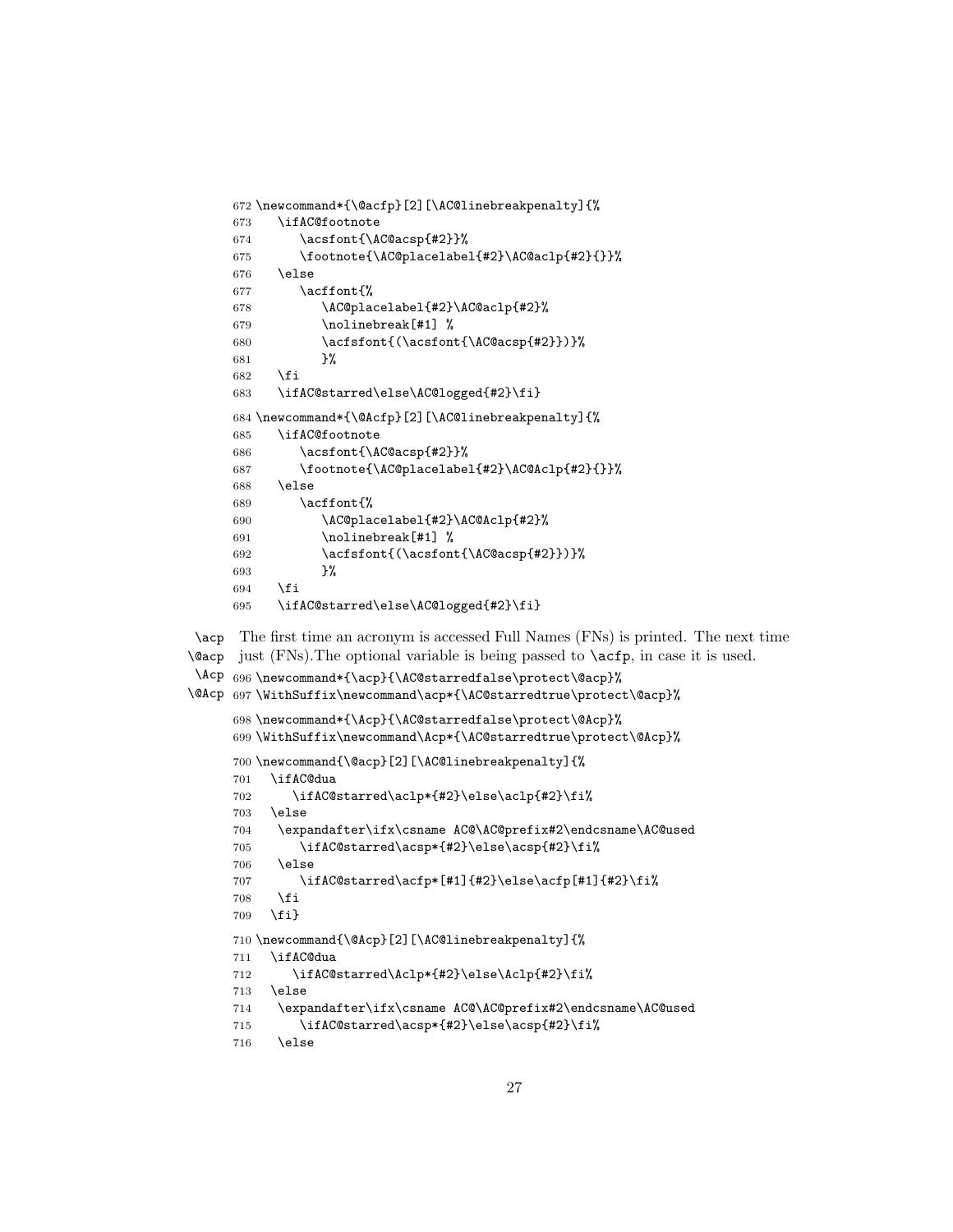```
672 \newcommand*{\@acfp}[2][\AC@linebreakpenalty]{%
673    \ifAC@footnote
674       \acsfont{\AC@acsp{#2}}%
675       \footnote{\AC@placelabel{#2}\AC@aclp{#2}{}}%
676    \else
677       \acffont{%
678          \AC@placelabel{#2}\AC@aclp{#2}%
679          \nolinebreak[#1] %
680          \acfsfont{(\acsfont{\AC@acsp{#2}})}%
681          }%
682    \fi
683    \ifAC@starred\else\AC@logged{#2}\fi}
684 \newcommand*{\@Acfp}[2][\AC@linebreakpenalty]{%
685    \ifAC@footnote
686       \acsfont{\AC@acsp{#2}}%
687       \footnote{\AC@placelabel{#2}\AC@Aclp{#2}{}}%
688    \else
689       \acffont{%
690          \AC@placelabel{#2}\AC@Aclp{#2}%
691          \nolinebreak[#1] %
692          \acfsfont{(\acsfont{\AC@acsp{#2}})}%
693          }%
694    \fi
695    \ifAC@starred\else\AC@logged{#2}\fi}
```

\acp
\@acp
\Acp
\@Acp

The first time an acronym is accessed Full Names (FNs) is printed. The next time just (FNs).The optional variable is being passed to \acfp, in case it is used.

```
696 \newcommand*{\acp}{\AC@starredfalse\protect\@acp}%
697 \WithSuffix\newcommand\acp*{\AC@starredtrue\protect\@acp}%
698 \newcommand*{\Acp}{\AC@starredfalse\protect\@Acp}%
699 \WithSuffix\newcommand\Acp*{\AC@starredtrue\protect\@Acp}%
700 \newcommand{\@acp}[2][\AC@linebreakpenalty]{%
701   \ifAC@dua
702      \ifAC@starred\aclp*{#2}\else\aclp{#2}\fi%
703   \else
704    \expandafter\ifx\csname AC@\AC@prefix#2\endcsname\AC@used
705       \ifAC@starred\acsp*{#2}\else\acsp{#2}\fi%
706    \else
707       \ifAC@starred\acfp*[#1]{#2}\else\acfp[#1]{#2}\fi%
708    \fi
709   \fi}
710 \newcommand{\@Acp}[2][\AC@linebreakpenalty]{%
711   \ifAC@dua
712      \ifAC@starred\Aclp*{#2}\else\Aclp{#2}\fi%
713   \else
714    \expandafter\ifx\csname AC@\AC@prefix#2\endcsname\AC@used
715       \ifAC@starred\acsp*{#2}\else\acsp{#2}\fi%
716    \else
```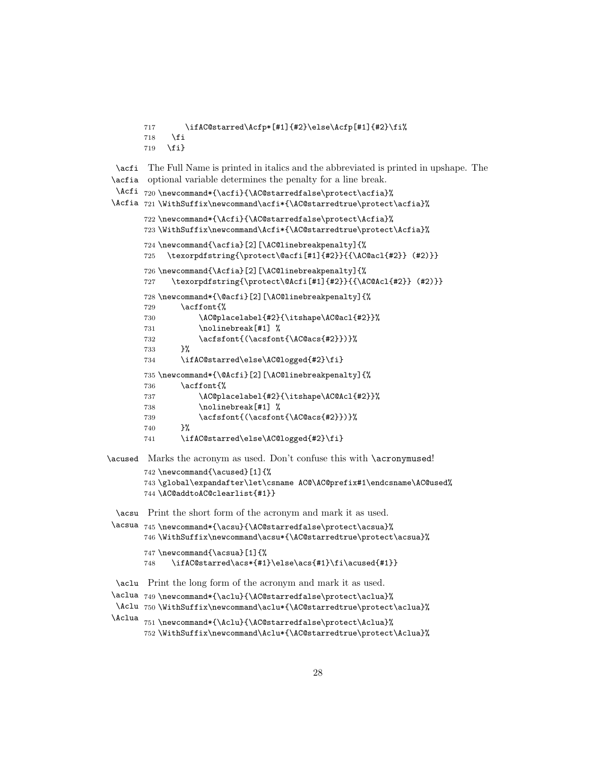```
717      \ifAC@starred\Acfp*[#1]{#2}\else\Acfp[#1]{#2}\fi%
718    \fi
719  \fi}
```

\acfi \acfia \Acfi \Acfia The Full Name is printed in italics and the abbreviated is printed in upshape. The optional variable determines the penalty for a line break.

```
720 \newcommand*{\acfi}{\AC@starredfalse\protect\acfia}%
721 \WithSuffix\newcommand\acfi*{\AC@starredtrue\protect\acfia}%
722 \newcommand*{\Acfi}{\AC@starredfalse\protect\Acfia}%
723 \WithSuffix\newcommand\Acfi*{\AC@starredtrue\protect\Acfia}%
724 \newcommand{\acfia}[2][\AC@linebreakpenalty]{%
725   \texorpdfstring{\protect\@acfi[#1]{#2}}{{\AC@acl{#2}} (#2)}}
726 \newcommand{\Acfia}[2][\AC@linebreakpenalty]{%
727    \texorpdfstring{\protect\@Acfi[#1]{#2}}{{\AC@Acl{#2}} (#2)}}
728 \newcommand*{\@acfi}[2][\AC@linebreakpenalty]{%
729      \acffont{%
730          \AC@placelabel{#2}{\itshape\AC@acl{#2}}%
731          \nolinebreak[#1] %
732          \acfsfont{(\acsfont{\AC@acs{#2}})}%
733      }%
734      \ifAC@starred\else\AC@logged{#2}\fi}
735 \newcommand*{\@Acfi}[2][\AC@linebreakpenalty]{%
736      \acffont{%
737          \AC@placelabel{#2}{\itshape\AC@Acl{#2}}%
738          \nolinebreak[#1] %
739          \acfsfont{(\acsfont{\AC@acs{#2}})}%
740      }%
741      \ifAC@starred\else\AC@logged{#2}\fi}
```

\acused Marks the acronym as used. Don't confuse this with \acronymused!

```
742 \newcommand{\acused}[1]{%
743 \global\expandafter\let\csname AC@\AC@prefix#1\endcsname\AC@used%
744 \AC@addtoAC@clearlist{#1}}
```

\acsu \acsua Print the short form of the acronym and mark it as used.

```
745 \newcommand*{\acsu}{\AC@starredfalse\protect\acsua}%
746 \WithSuffix\newcommand\acsu*{\AC@starredtrue\protect\acsua}%
747 \newcommand{\acsua}[1]{%
748    \ifAC@starred\acs*{#1}\else\acs{#1}\fi\acused{#1}}
```

\aclu \aclua \Aclu \Aclua Print the long form of the acronym and mark it as used.

```
749 \newcommand*{\aclu}{\AC@starredfalse\protect\aclua}%
750 \WithSuffix\newcommand\aclu*{\AC@starredtrue\protect\aclua}%
751 \newcommand*{\Aclu}{\AC@starredfalse\protect\Aclua}%
752 \WithSuffix\newcommand\Aclu*{\AC@starredtrue\protect\Aclua}%
```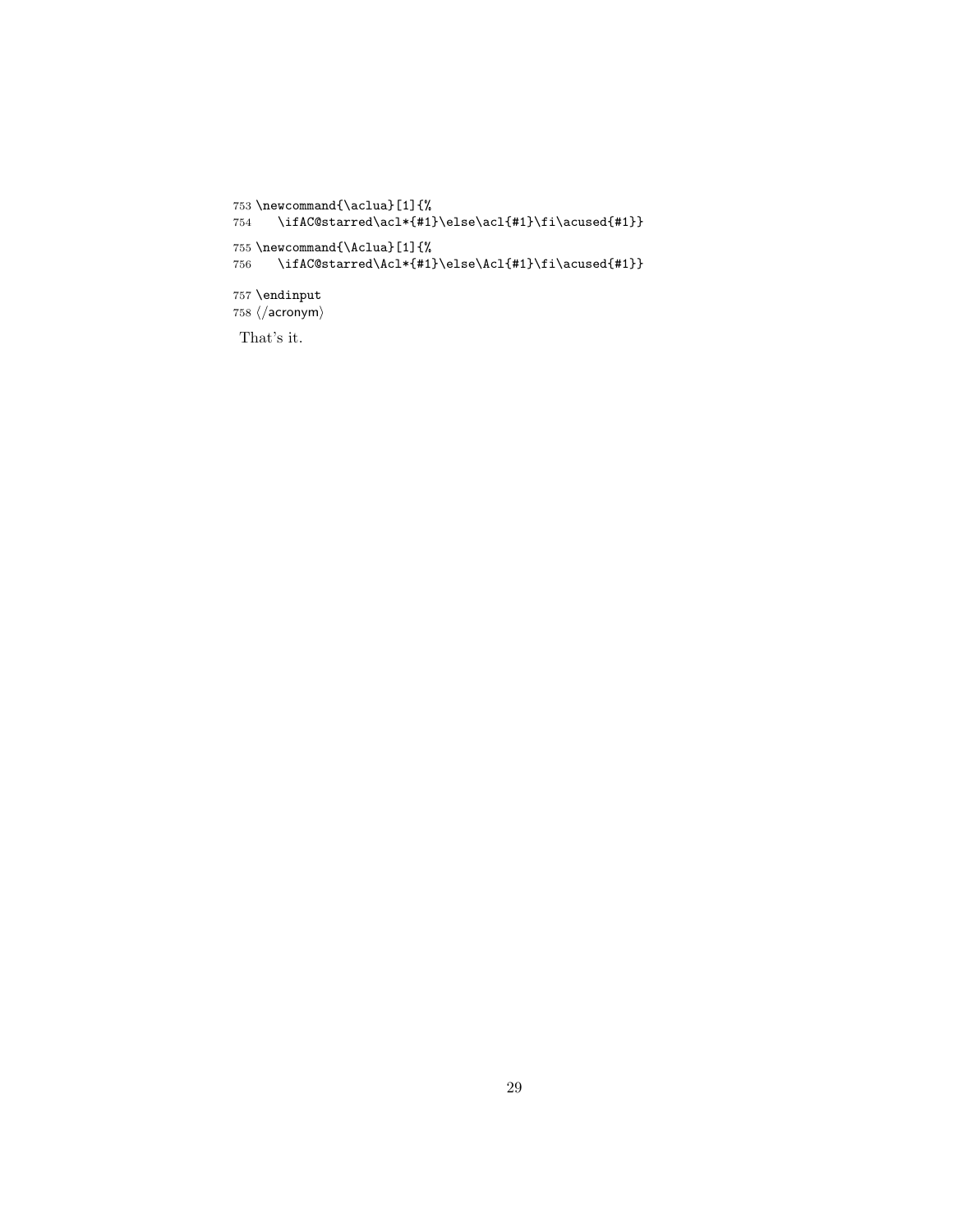```
753 \newcommand{\aclua}[1]{%
754    \ifAC@starred\acl*{#1}\else\acl{#1}\fi\acused{#1}}

755 \newcommand{\Aclua}[1]{%
756    \ifAC@starred\Acl*{#1}\else\Acl{#1}\fi\acused{#1}}

757 \endinput
758 </acronym>
```

That's it.